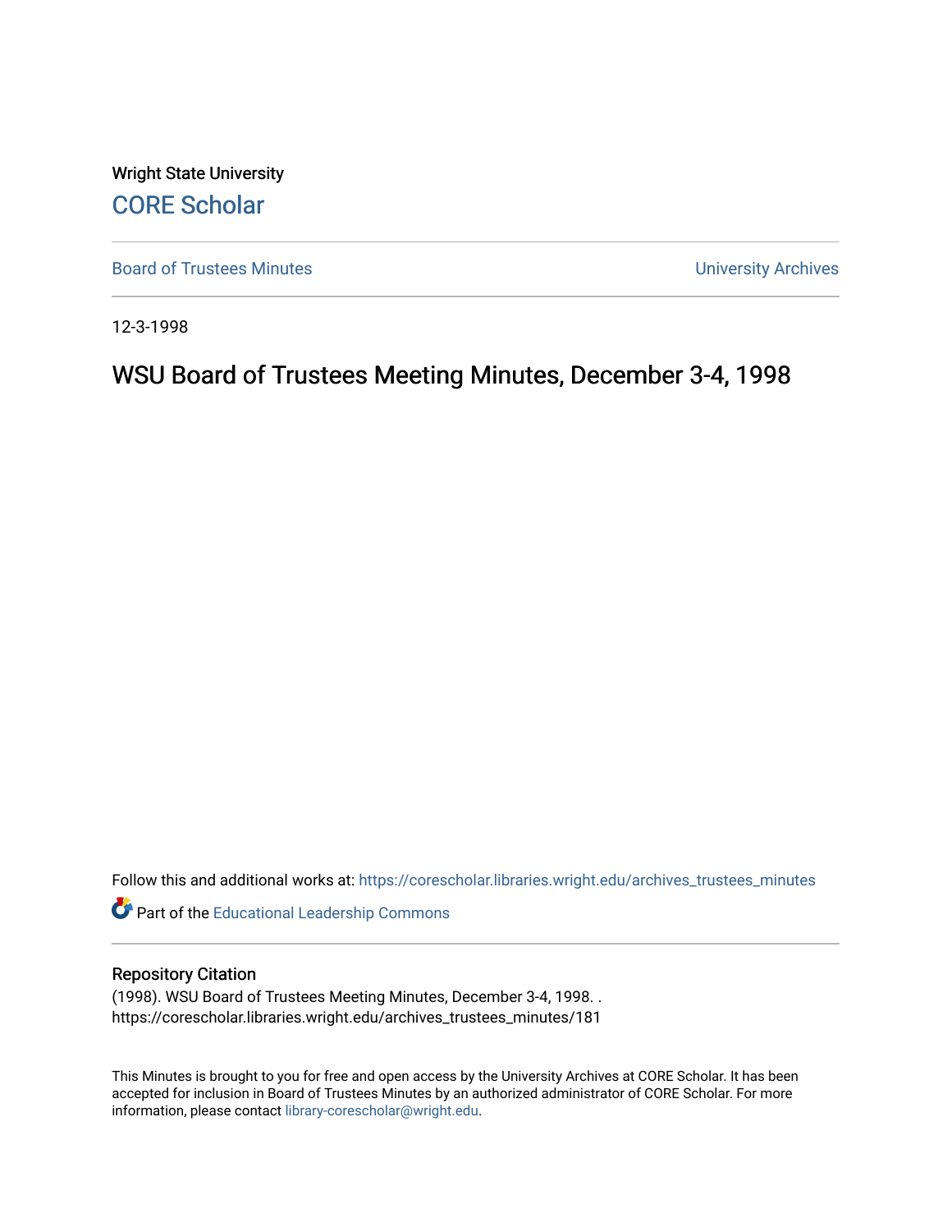Wright State University

CORE Scholar

Board of Trustees Minutes | University Archives

12-3-1998

# WSU Board of Trustees Meeting Minutes, December 3-4, 1998

Follow this and additional works at: https://corescholar.libraries.wright.edu/archives_trustees_minutes

Part of the Educational Leadership Commons

## Repository Citation

(1998). WSU Board of Trustees Meeting Minutes, December 3-4, 1998. .
https://corescholar.libraries.wright.edu/archives_trustees_minutes/181

This Minutes is brought to you for free and open access by the University Archives at CORE Scholar. It has been accepted for inclusion in Board of Trustees Minutes by an authorized administrator of CORE Scholar. For more information, please contact library-corescholar@wright.edu.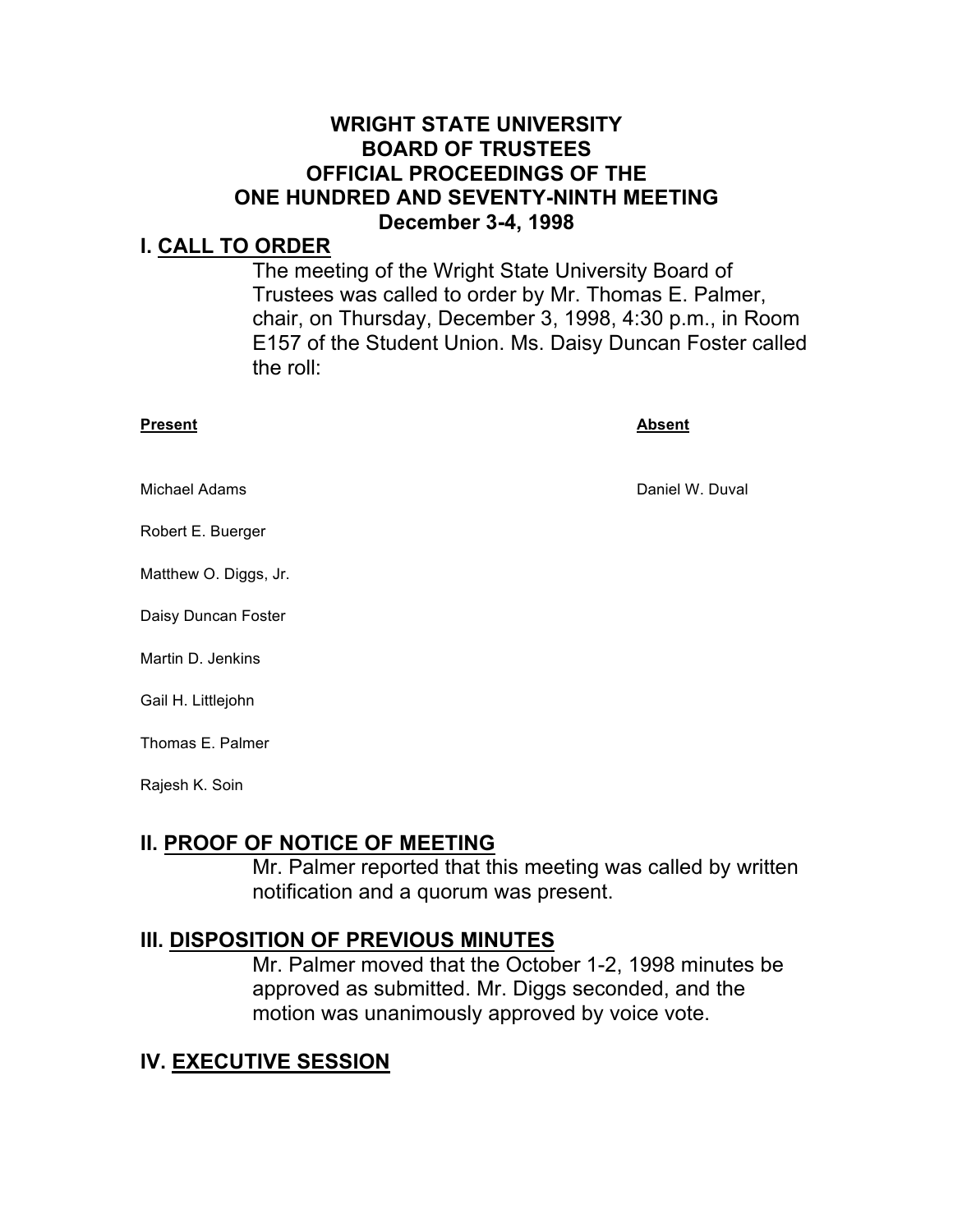**WRIGHT STATE UNIVERSITY**
**BOARD OF TRUSTEES**
**OFFICIAL PROCEEDINGS OF THE**
**ONE HUNDRED AND SEVENTY-NINTH MEETING**
**December 3-4, 1998**

## I. CALL TO ORDER

The meeting of the Wright State University Board of Trustees was called to order by Mr. Thomas E. Palmer, chair, on Thursday, December 3, 1998, 4:30 p.m., in Room E157 of the Student Union. Ms. Daisy Duncan Foster called the roll:

| Present | Absent |
|---|---|
| Michael Adams | Daniel W. Duval |
| Robert E. Buerger | |
| Matthew O. Diggs, Jr. | |
| Daisy Duncan Foster | |
| Martin D. Jenkins | |
| Gail H. Littlejohn | |
| Thomas E. Palmer | |
| Rajesh K. Soin | |

## II. PROOF OF NOTICE OF MEETING

Mr. Palmer reported that this meeting was called by written notification and a quorum was present.

## III. DISPOSITION OF PREVIOUS MINUTES

Mr. Palmer moved that the October 1-2, 1998 minutes be approved as submitted. Mr. Diggs seconded, and the motion was unanimously approved by voice vote.

## IV. EXECUTIVE SESSION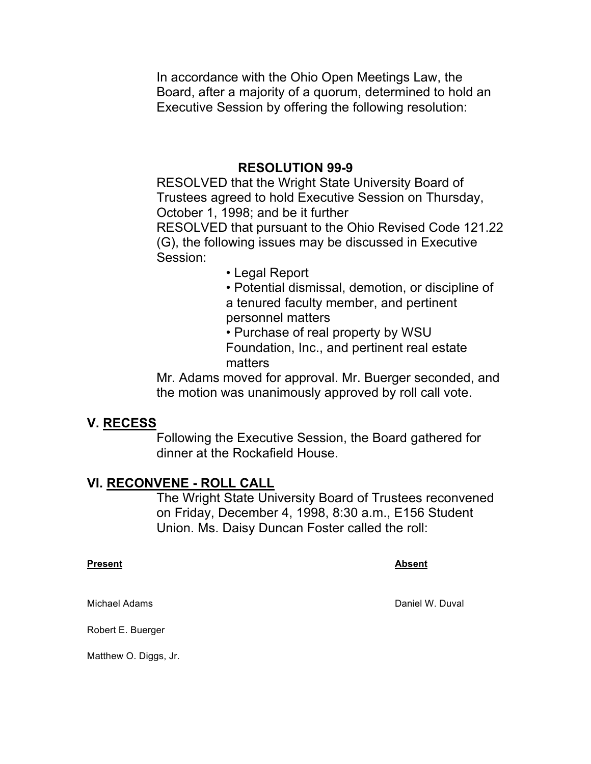In accordance with the Ohio Open Meetings Law, the Board, after a majority of a quorum, determined to hold an Executive Session by offering the following resolution:

**RESOLUTION 99-9**

RESOLVED that the Wright State University Board of Trustees agreed to hold Executive Session on Thursday, October 1, 1998; and be it further

RESOLVED that pursuant to the Ohio Revised Code 121.22 (G), the following issues may be discussed in Executive Session:

- Legal Report
- Potential dismissal, demotion, or discipline of a tenured faculty member, and pertinent personnel matters
- Purchase of real property by WSU Foundation, Inc., and pertinent real estate matters

Mr. Adams moved for approval. Mr. Buerger seconded, and the motion was unanimously approved by roll call vote.

## V. RECESS

Following the Executive Session, the Board gathered for dinner at the Rockafield House.

## VI. RECONVENE - ROLL CALL

The Wright State University Board of Trustees reconvened on Friday, December 4, 1998, 8:30 a.m., E156 Student Union. Ms. Daisy Duncan Foster called the roll:

| **Present** | **Absent** |
|---|---|
| Michael Adams | Daniel W. Duval |
| Robert E. Buerger | |
| Matthew O. Diggs, Jr. | |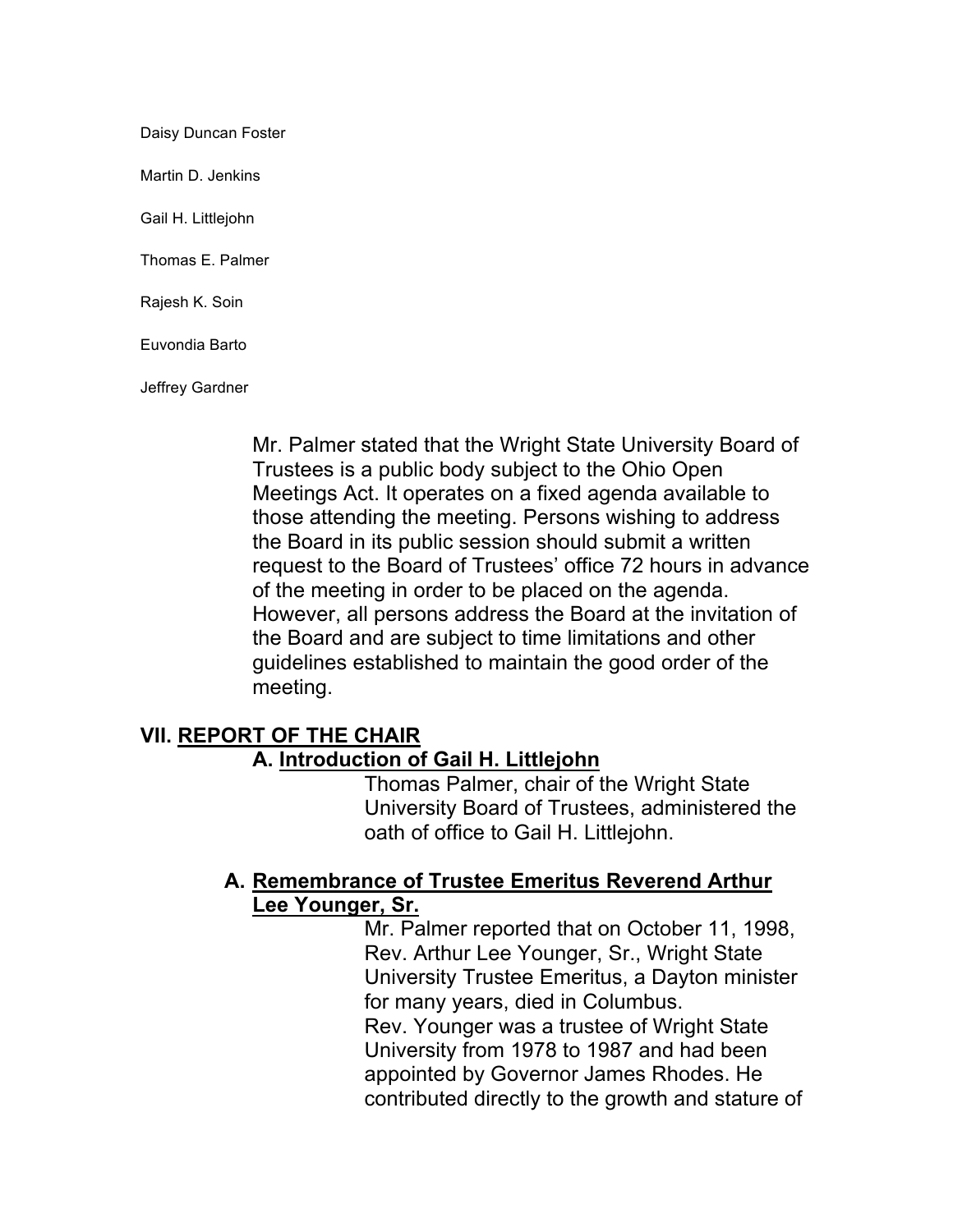Daisy Duncan Foster

Martin D. Jenkins

Gail H. Littlejohn

Thomas E. Palmer

Rajesh K. Soin

Euvondia Barto

Jeffrey Gardner

Mr. Palmer stated that the Wright State University Board of Trustees is a public body subject to the Ohio Open Meetings Act. It operates on a fixed agenda available to those attending the meeting. Persons wishing to address the Board in its public session should submit a written request to the Board of Trustees' office 72 hours in advance of the meeting in order to be placed on the agenda. However, all persons address the Board at the invitation of the Board and are subject to time limitations and other guidelines established to maintain the good order of the meeting.

## VII. REPORT OF THE CHAIR

### A. Introduction of Gail H. Littlejohn

Thomas Palmer, chair of the Wright State University Board of Trustees, administered the oath of office to Gail H. Littlejohn.

### A. Remembrance of Trustee Emeritus Reverend Arthur Lee Younger, Sr.

Mr. Palmer reported that on October 11, 1998, Rev. Arthur Lee Younger, Sr., Wright State University Trustee Emeritus, a Dayton minister for many years, died in Columbus.
Rev. Younger was a trustee of Wright State University from 1978 to 1987 and had been appointed by Governor James Rhodes. He contributed directly to the growth and stature of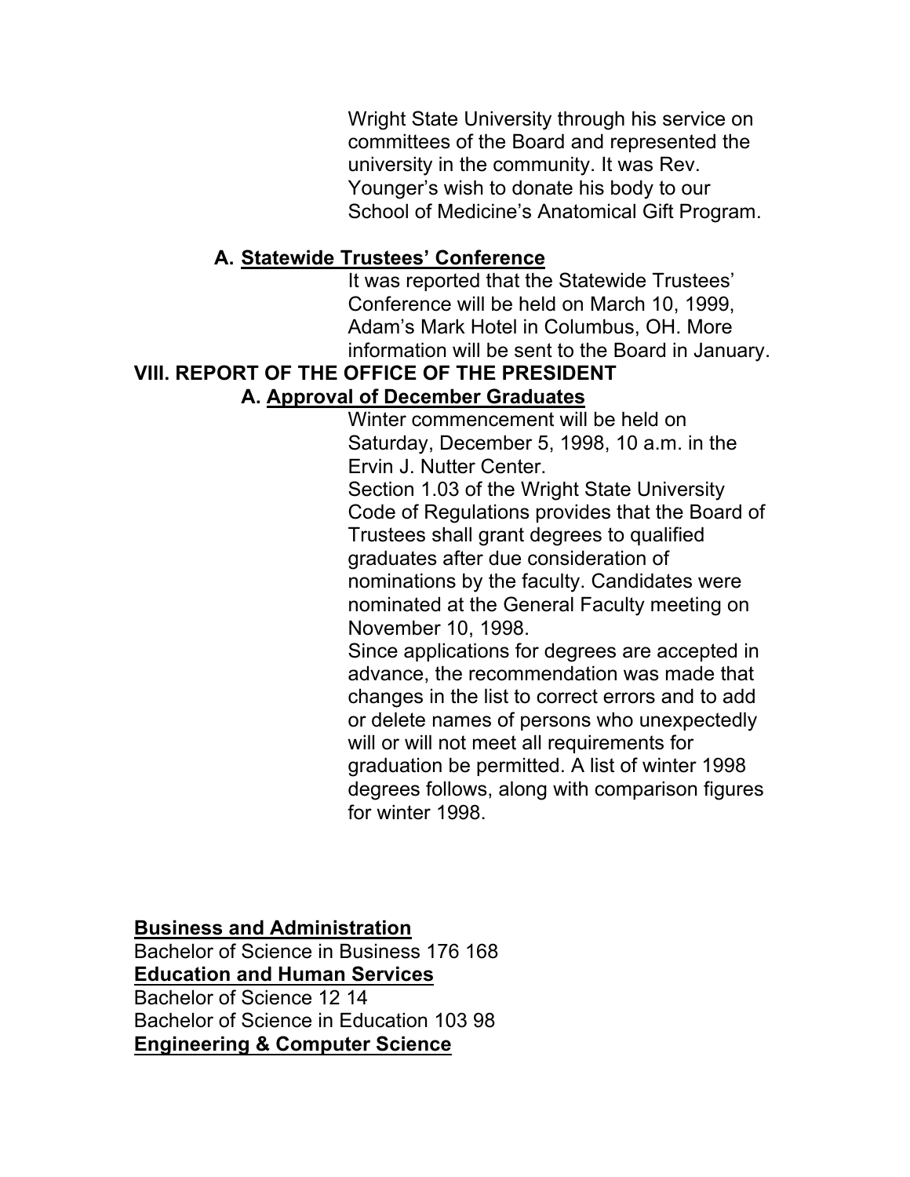Wright State University through his service on committees of the Board and represented the university in the community. It was Rev. Younger's wish to donate his body to our School of Medicine's Anatomical Gift Program.

**A. <u>Statewide Trustees' Conference</u>**

It was reported that the Statewide Trustees' Conference will be held on March 10, 1999, Adam's Mark Hotel in Columbus, OH. More information will be sent to the Board in January.

## VIII. REPORT OF THE OFFICE OF THE PRESIDENT

**A. <u>Approval of December Graduates</u>**

Winter commencement will be held on Saturday, December 5, 1998, 10 a.m. in the Ervin J. Nutter Center.

Section 1.03 of the Wright State University Code of Regulations provides that the Board of Trustees shall grant degrees to qualified graduates after due consideration of nominations by the faculty. Candidates were nominated at the General Faculty meeting on November 10, 1998.

Since applications for degrees are accepted in advance, the recommendation was made that changes in the list to correct errors and to add or delete names of persons who unexpectedly will or will not meet all requirements for graduation be permitted. A list of winter 1998 degrees follows, along with comparison figures for winter 1998.

**<u>Business and Administration</u>**

Bachelor of Science in Business 176 168

**<u>Education and Human Services</u>**

Bachelor of Science 12 14

Bachelor of Science in Education 103 98

**<u>Engineering & Computer Science</u>**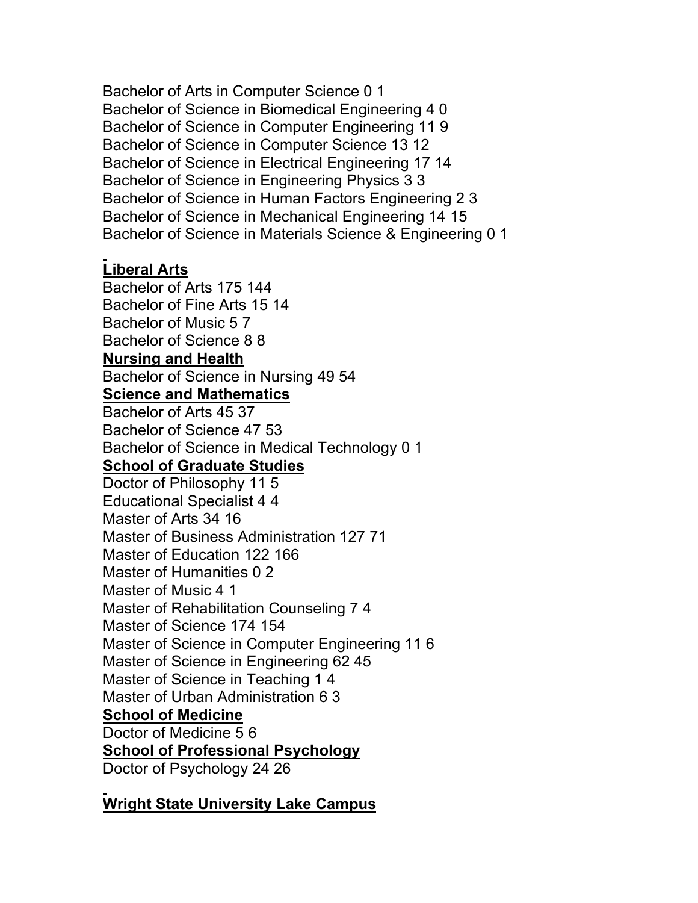Bachelor of Arts in Computer Science 0 1
Bachelor of Science in Biomedical Engineering 4 0
Bachelor of Science in Computer Engineering 11 9
Bachelor of Science in Computer Science 13 12
Bachelor of Science in Electrical Engineering 17 14
Bachelor of Science in Engineering Physics 3 3
Bachelor of Science in Human Factors Engineering 2 3
Bachelor of Science in Mechanical Engineering 14 15
Bachelor of Science in Materials Science & Engineering 0 1

**Liberal Arts**

Bachelor of Arts 175 144
Bachelor of Fine Arts 15 14
Bachelor of Music 5 7
Bachelor of Science 8 8

**Nursing and Health**

Bachelor of Science in Nursing 49 54

**Science and Mathematics**

Bachelor of Arts 45 37
Bachelor of Science 47 53
Bachelor of Science in Medical Technology 0 1

**School of Graduate Studies**

Doctor of Philosophy 11 5
Educational Specialist 4 4
Master of Arts 34 16
Master of Business Administration 127 71
Master of Education 122 166
Master of Humanities 0 2
Master of Music 4 1
Master of Rehabilitation Counseling 7 4
Master of Science 174 154
Master of Science in Computer Engineering 11 6
Master of Science in Engineering 62 45
Master of Science in Teaching 1 4
Master of Urban Administration 6 3

**School of Medicine**

Doctor of Medicine 5 6

**School of Professional Psychology**

Doctor of Psychology 24 26

**Wright State University Lake Campus**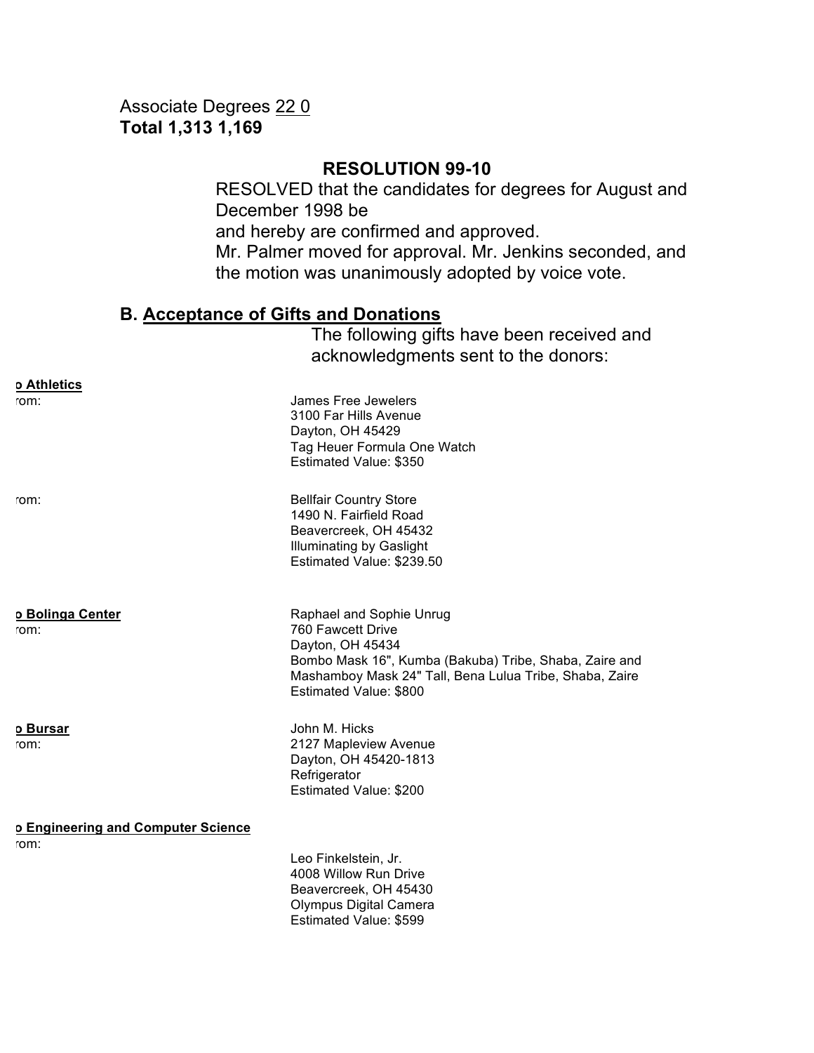Associate Degrees 22 0
**Total 1,313 1,169**

**RESOLUTION 99-10**

RESOLVED that the candidates for degrees for August and December 1998 be
and hereby are confirmed and approved.
Mr. Palmer moved for approval. Mr. Jenkins seconded, and the motion was unanimously adopted by voice vote.

## B. Acceptance of Gifts and Donations

The following gifts have been received and acknowledgments sent to the donors:

**o Athletics**

rom:

James Free Jewelers
3100 Far Hills Avenue
Dayton, OH 45429
Tag Heuer Formula One Watch
Estimated Value: $350

rom:

Bellfair Country Store
1490 N. Fairfield Road
Beavercreek, OH 45432
Illuminating by Gaslight
Estimated Value: $239.50

**o Bolinga Center**

rom:

Raphael and Sophie Unrug
760 Fawcett Drive
Dayton, OH 45434
Bombo Mask 16", Kumba (Bakuba) Tribe, Shaba, Zaire and
Mashamboy Mask 24" Tall, Bena Lulua Tribe, Shaba, Zaire
Estimated Value: $800

**o Bursar**

rom:

John M. Hicks
2127 Mapleview Avenue
Dayton, OH 45420-1813
Refrigerator
Estimated Value: $200

**o Engineering and Computer Science**

rom:

Leo Finkelstein, Jr.
4008 Willow Run Drive
Beavercreek, OH 45430
Olympus Digital Camera
Estimated Value: $599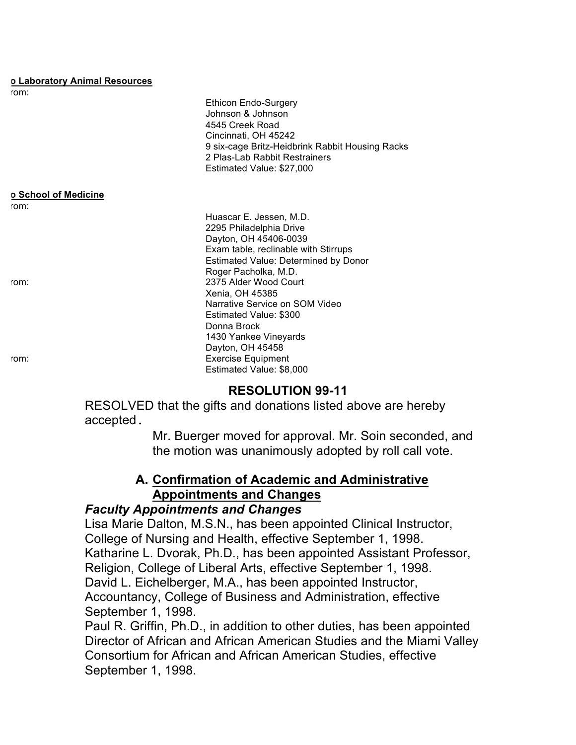**o Laboratory Animal Resources**

rom:

Ethicon Endo-Surgery
Johnson & Johnson
4545 Creek Road
Cincinnati, OH 45242
9 six-cage Britz-Heidbrink Rabbit Housing Racks
2 Plas-Lab Rabbit Restrainers
Estimated Value: $27,000

**o School of Medicine**

rom:

Huascar E. Jessen, M.D.
2295 Philadelphia Drive
Dayton, OH 45406-0039
Exam table, reclinable with Stirrups
Estimated Value: Determined by Donor

rom:

Roger Pacholka, M.D.
2375 Alder Wood Court
Xenia, OH 45385
Narrative Service on SOM Video
Estimated Value: $300

rom:

Donna Brock
1430 Yankee Vineyards
Dayton, OH 45458
Exercise Equipment
Estimated Value: $8,000

## RESOLUTION 99-11

RESOLVED that the gifts and donations listed above are hereby accepted.

Mr. Buerger moved for approval. Mr. Soin seconded, and the motion was unanimously adopted by roll call vote.

### A. Confirmation of Academic and Administrative Appointments and Changes

***Faculty Appointments and Changes***

Lisa Marie Dalton, M.S.N., has been appointed Clinical Instructor, College of Nursing and Health, effective September 1, 1998.

Katharine L. Dvorak, Ph.D., has been appointed Assistant Professor, Religion, College of Liberal Arts, effective September 1, 1998.

David L. Eichelberger, M.A., has been appointed Instructor, Accountancy, College of Business and Administration, effective September 1, 1998.

Paul R. Griffin, Ph.D., in addition to other duties, has been appointed Director of African and African American Studies and the Miami Valley Consortium for African and African American Studies, effective September 1, 1998.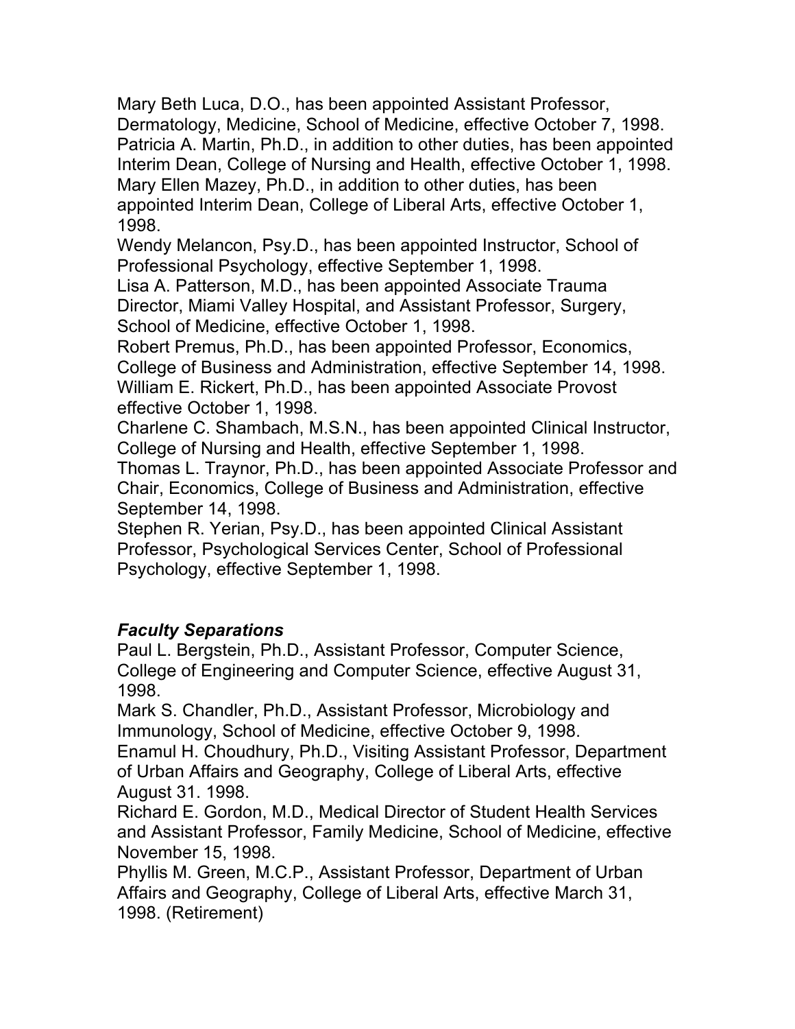Mary Beth Luca, D.O., has been appointed Assistant Professor, Dermatology, Medicine, School of Medicine, effective October 7, 1998.

Patricia A. Martin, Ph.D., in addition to other duties, has been appointed Interim Dean, College of Nursing and Health, effective October 1, 1998.

Mary Ellen Mazey, Ph.D., in addition to other duties, has been appointed Interim Dean, College of Liberal Arts, effective October 1, 1998.

Wendy Melancon, Psy.D., has been appointed Instructor, School of Professional Psychology, effective September 1, 1998.

Lisa A. Patterson, M.D., has been appointed Associate Trauma Director, Miami Valley Hospital, and Assistant Professor, Surgery, School of Medicine, effective October 1, 1998.

Robert Premus, Ph.D., has been appointed Professor, Economics, College of Business and Administration, effective September 14, 1998.

William E. Rickert, Ph.D., has been appointed Associate Provost effective October 1, 1998.

Charlene C. Shambach, M.S.N., has been appointed Clinical Instructor, College of Nursing and Health, effective September 1, 1998.

Thomas L. Traynor, Ph.D., has been appointed Associate Professor and Chair, Economics, College of Business and Administration, effective September 14, 1998.

Stephen R. Yerian, Psy.D., has been appointed Clinical Assistant Professor, Psychological Services Center, School of Professional Psychology, effective September 1, 1998.

### *Faculty Separations*

Paul L. Bergstein, Ph.D., Assistant Professor, Computer Science, College of Engineering and Computer Science, effective August 31, 1998.

Mark S. Chandler, Ph.D., Assistant Professor, Microbiology and Immunology, School of Medicine, effective October 9, 1998.

Enamul H. Choudhury, Ph.D., Visiting Assistant Professor, Department of Urban Affairs and Geography, College of Liberal Arts, effective August 31. 1998.

Richard E. Gordon, M.D., Medical Director of Student Health Services and Assistant Professor, Family Medicine, School of Medicine, effective November 15, 1998.

Phyllis M. Green, M.C.P., Assistant Professor, Department of Urban Affairs and Geography, College of Liberal Arts, effective March 31, 1998. (Retirement)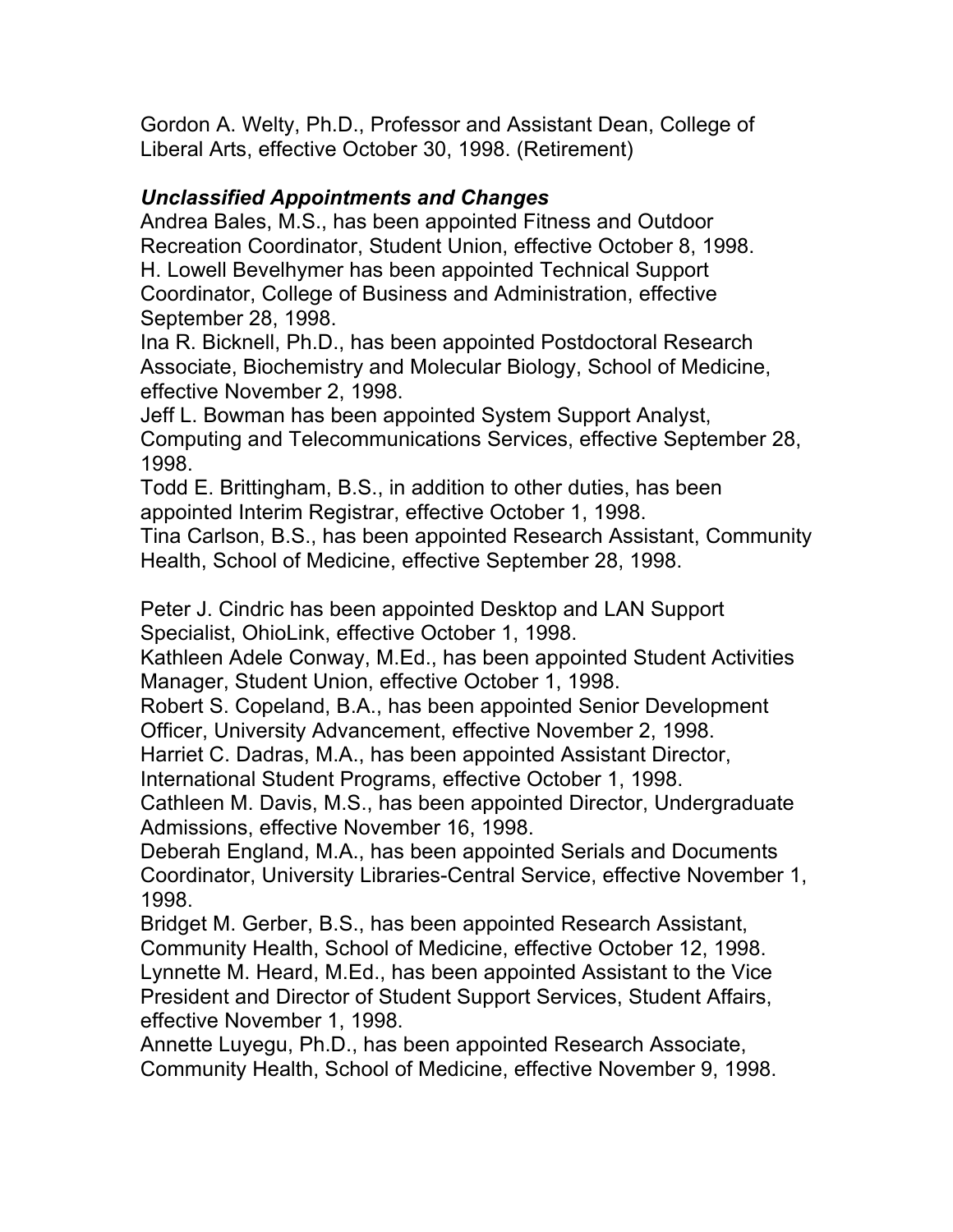Gordon A. Welty, Ph.D., Professor and Assistant Dean, College of Liberal Arts, effective October 30, 1998. (Retirement)

### *Unclassified Appointments and Changes*

Andrea Bales, M.S., has been appointed Fitness and Outdoor Recreation Coordinator, Student Union, effective October 8, 1998.
H. Lowell Bevelhymer has been appointed Technical Support Coordinator, College of Business and Administration, effective September 28, 1998.
Ina R. Bicknell, Ph.D., has been appointed Postdoctoral Research Associate, Biochemistry and Molecular Biology, School of Medicine, effective November 2, 1998.
Jeff L. Bowman has been appointed System Support Analyst, Computing and Telecommunications Services, effective September 28, 1998.
Todd E. Brittingham, B.S., in addition to other duties, has been appointed Interim Registrar, effective October 1, 1998.
Tina Carlson, B.S., has been appointed Research Assistant, Community Health, School of Medicine, effective September 28, 1998.

Peter J. Cindric has been appointed Desktop and LAN Support Specialist, OhioLink, effective October 1, 1998.
Kathleen Adele Conway, M.Ed., has been appointed Student Activities Manager, Student Union, effective October 1, 1998.
Robert S. Copeland, B.A., has been appointed Senior Development Officer, University Advancement, effective November 2, 1998.
Harriet C. Dadras, M.A., has been appointed Assistant Director, International Student Programs, effective October 1, 1998.
Cathleen M. Davis, M.S., has been appointed Director, Undergraduate Admissions, effective November 16, 1998.
Deberah England, M.A., has been appointed Serials and Documents Coordinator, University Libraries-Central Service, effective November 1, 1998.
Bridget M. Gerber, B.S., has been appointed Research Assistant, Community Health, School of Medicine, effective October 12, 1998.
Lynnette M. Heard, M.Ed., has been appointed Assistant to the Vice President and Director of Student Support Services, Student Affairs, effective November 1, 1998.
Annette Luyegu, Ph.D., has been appointed Research Associate, Community Health, School of Medicine, effective November 9, 1998.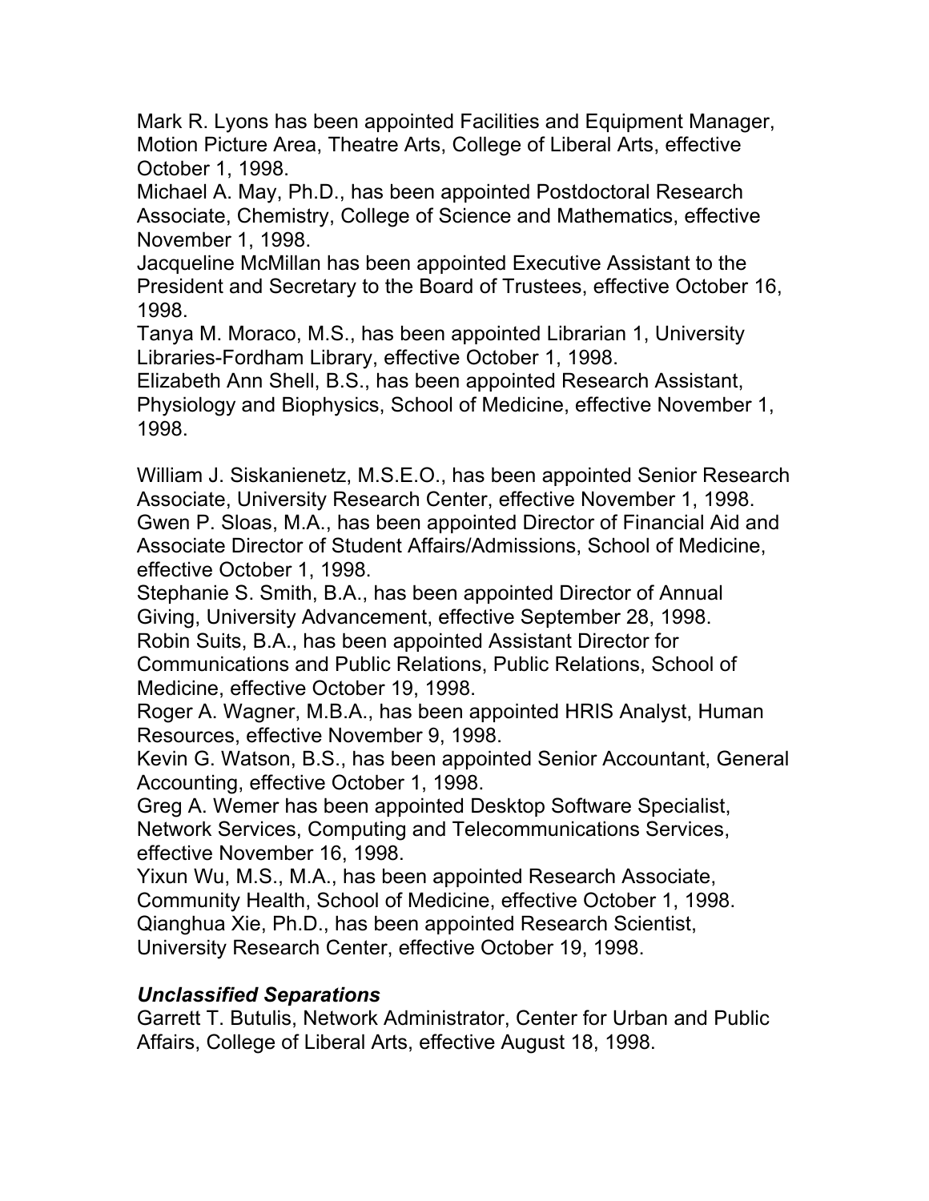Mark R. Lyons has been appointed Facilities and Equipment Manager, Motion Picture Area, Theatre Arts, College of Liberal Arts, effective October 1, 1998.

Michael A. May, Ph.D., has been appointed Postdoctoral Research Associate, Chemistry, College of Science and Mathematics, effective November 1, 1998.

Jacqueline McMillan has been appointed Executive Assistant to the President and Secretary to the Board of Trustees, effective October 16, 1998.

Tanya M. Moraco, M.S., has been appointed Librarian 1, University Libraries-Fordham Library, effective October 1, 1998.

Elizabeth Ann Shell, B.S., has been appointed Research Assistant, Physiology and Biophysics, School of Medicine, effective November 1, 1998.

William J. Siskanienetz, M.S.E.O., has been appointed Senior Research Associate, University Research Center, effective November 1, 1998.

Gwen P. Sloas, M.A., has been appointed Director of Financial Aid and Associate Director of Student Affairs/Admissions, School of Medicine, effective October 1, 1998.

Stephanie S. Smith, B.A., has been appointed Director of Annual Giving, University Advancement, effective September 28, 1998.

Robin Suits, B.A., has been appointed Assistant Director for Communications and Public Relations, Public Relations, School of Medicine, effective October 19, 1998.

Roger A. Wagner, M.B.A., has been appointed HRIS Analyst, Human Resources, effective November 9, 1998.

Kevin G. Watson, B.S., has been appointed Senior Accountant, General Accounting, effective October 1, 1998.

Greg A. Wemer has been appointed Desktop Software Specialist, Network Services, Computing and Telecommunications Services, effective November 16, 1998.

Yixun Wu, M.S., M.A., has been appointed Research Associate, Community Health, School of Medicine, effective October 1, 1998.

Qianghua Xie, Ph.D., has been appointed Research Scientist, University Research Center, effective October 19, 1998.

### *Unclassified Separations*

Garrett T. Butulis, Network Administrator, Center for Urban and Public Affairs, College of Liberal Arts, effective August 18, 1998.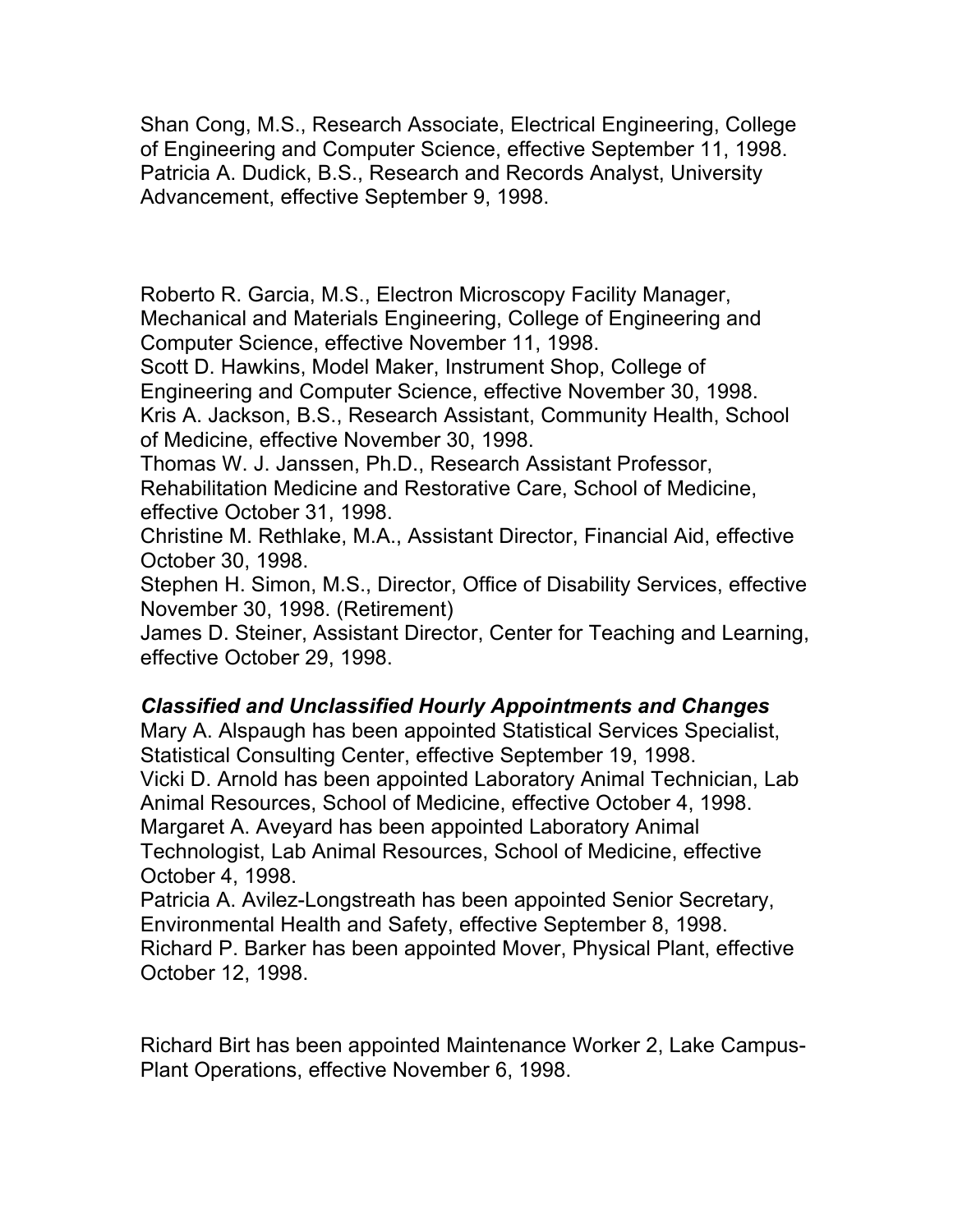Shan Cong, M.S., Research Associate, Electrical Engineering, College of Engineering and Computer Science, effective September 11, 1998.
Patricia A. Dudick, B.S., Research and Records Analyst, University Advancement, effective September 9, 1998.

Roberto R. Garcia, M.S., Electron Microscopy Facility Manager, Mechanical and Materials Engineering, College of Engineering and Computer Science, effective November 11, 1998.
Scott D. Hawkins, Model Maker, Instrument Shop, College of Engineering and Computer Science, effective November 30, 1998.
Kris A. Jackson, B.S., Research Assistant, Community Health, School of Medicine, effective November 30, 1998.
Thomas W. J. Janssen, Ph.D., Research Assistant Professor, Rehabilitation Medicine and Restorative Care, School of Medicine, effective October 31, 1998.
Christine M. Rethlake, M.A., Assistant Director, Financial Aid, effective October 30, 1998.
Stephen H. Simon, M.S., Director, Office of Disability Services, effective November 30, 1998. (Retirement)
James D. Steiner, Assistant Director, Center for Teaching and Learning, effective October 29, 1998.

***Classified and Unclassified Hourly Appointments and Changes***

Mary A. Alspaugh has been appointed Statistical Services Specialist, Statistical Consulting Center, effective September 19, 1998.
Vicki D. Arnold has been appointed Laboratory Animal Technician, Lab Animal Resources, School of Medicine, effective October 4, 1998.
Margaret A. Aveyard has been appointed Laboratory Animal Technologist, Lab Animal Resources, School of Medicine, effective October 4, 1998.
Patricia A. Avilez-Longstreath has been appointed Senior Secretary, Environmental Health and Safety, effective September 8, 1998.
Richard P. Barker has been appointed Mover, Physical Plant, effective October 12, 1998.

Richard Birt has been appointed Maintenance Worker 2, Lake Campus-Plant Operations, effective November 6, 1998.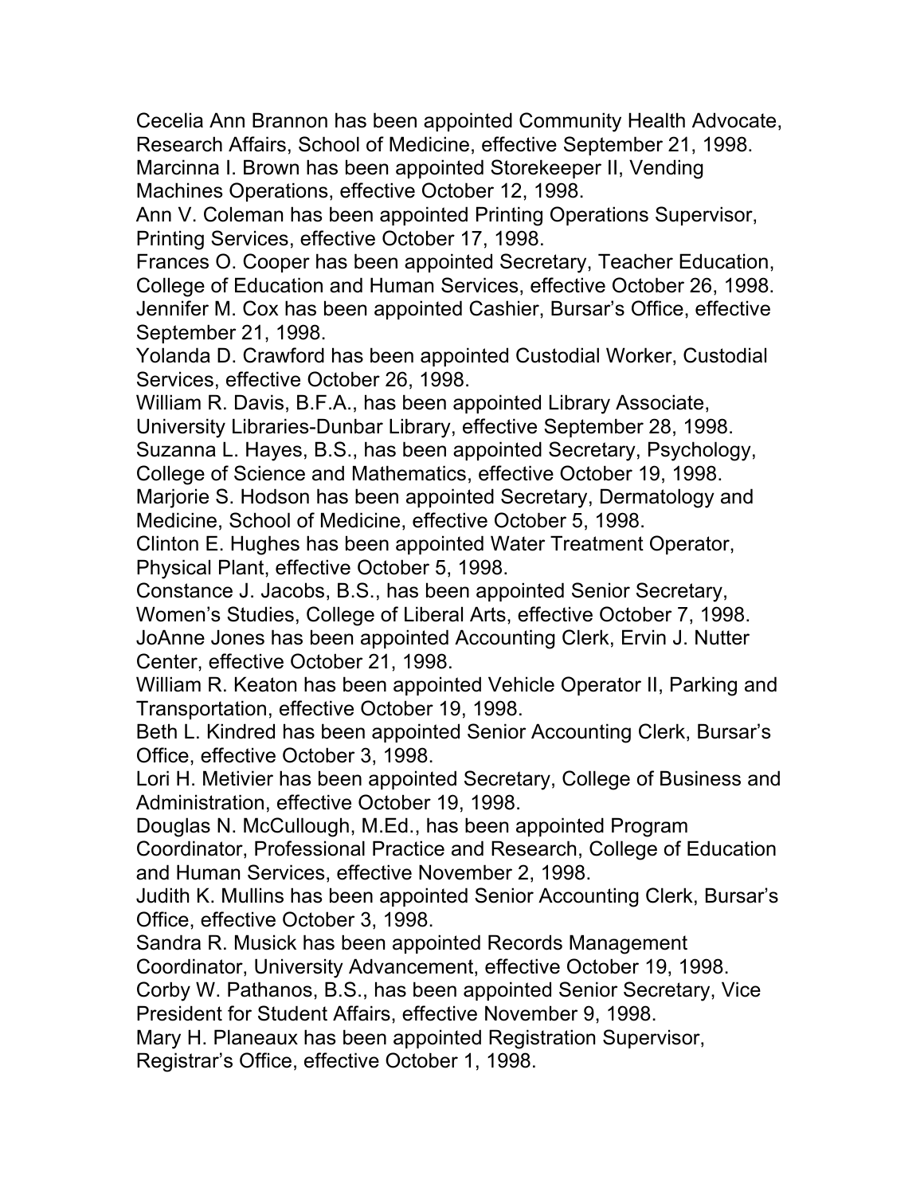Cecelia Ann Brannon has been appointed Community Health Advocate, Research Affairs, School of Medicine, effective September 21, 1998.

Marcinna I. Brown has been appointed Storekeeper II, Vending Machines Operations, effective October 12, 1998.

Ann V. Coleman has been appointed Printing Operations Supervisor, Printing Services, effective October 17, 1998.

Frances O. Cooper has been appointed Secretary, Teacher Education, College of Education and Human Services, effective October 26, 1998.

Jennifer M. Cox has been appointed Cashier, Bursar's Office, effective September 21, 1998.

Yolanda D. Crawford has been appointed Custodial Worker, Custodial Services, effective October 26, 1998.

William R. Davis, B.F.A., has been appointed Library Associate, University Libraries-Dunbar Library, effective September 28, 1998.

Suzanna L. Hayes, B.S., has been appointed Secretary, Psychology, College of Science and Mathematics, effective October 19, 1998.

Marjorie S. Hodson has been appointed Secretary, Dermatology and Medicine, School of Medicine, effective October 5, 1998.

Clinton E. Hughes has been appointed Water Treatment Operator, Physical Plant, effective October 5, 1998.

Constance J. Jacobs, B.S., has been appointed Senior Secretary, Women's Studies, College of Liberal Arts, effective October 7, 1998.

JoAnne Jones has been appointed Accounting Clerk, Ervin J. Nutter Center, effective October 21, 1998.

William R. Keaton has been appointed Vehicle Operator II, Parking and Transportation, effective October 19, 1998.

Beth L. Kindred has been appointed Senior Accounting Clerk, Bursar's Office, effective October 3, 1998.

Lori H. Metivier has been appointed Secretary, College of Business and Administration, effective October 19, 1998.

Douglas N. McCullough, M.Ed., has been appointed Program Coordinator, Professional Practice and Research, College of Education and Human Services, effective November 2, 1998.

Judith K. Mullins has been appointed Senior Accounting Clerk, Bursar's Office, effective October 3, 1998.

Sandra R. Musick has been appointed Records Management Coordinator, University Advancement, effective October 19, 1998.

Corby W. Pathanos, B.S., has been appointed Senior Secretary, Vice President for Student Affairs, effective November 9, 1998.

Mary H. Planeaux has been appointed Registration Supervisor, Registrar's Office, effective October 1, 1998.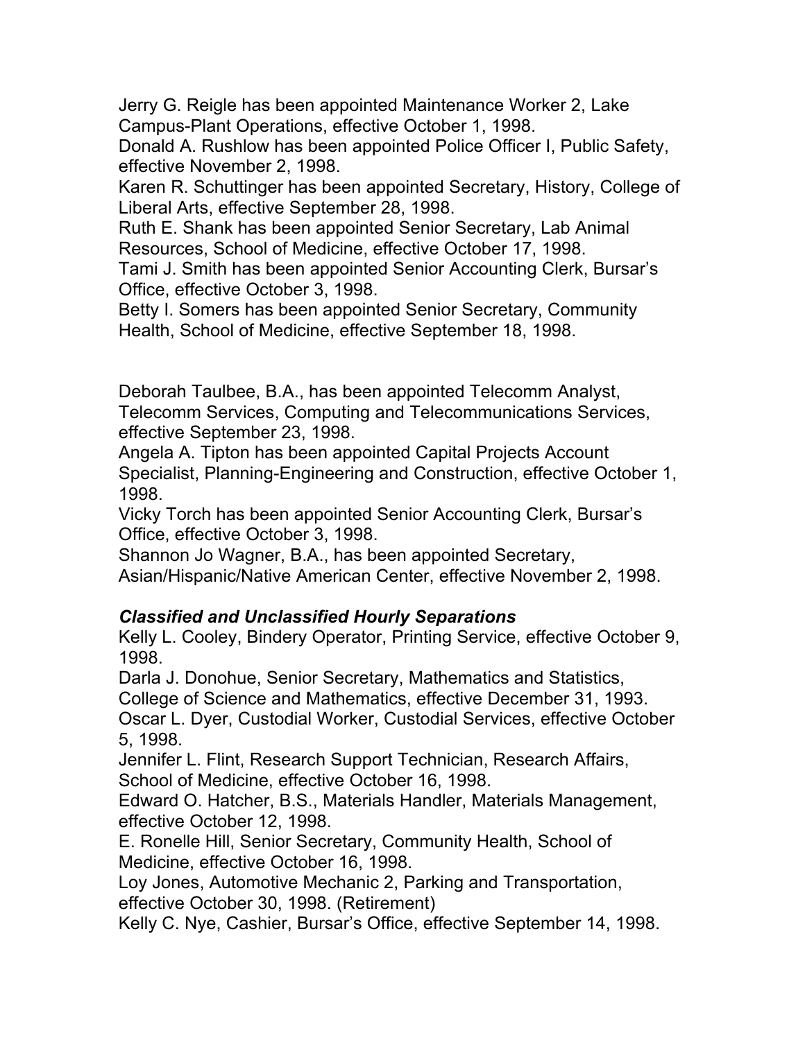Jerry G. Reigle has been appointed Maintenance Worker 2, Lake Campus-Plant Operations, effective October 1, 1998.
Donald A. Rushlow has been appointed Police Officer I, Public Safety, effective November 2, 1998.
Karen R. Schuttinger has been appointed Secretary, History, College of Liberal Arts, effective September 28, 1998.
Ruth E. Shank has been appointed Senior Secretary, Lab Animal Resources, School of Medicine, effective October 17, 1998.
Tami J. Smith has been appointed Senior Accounting Clerk, Bursar's Office, effective October 3, 1998.
Betty I. Somers has been appointed Senior Secretary, Community Health, School of Medicine, effective September 18, 1998.

Deborah Taulbee, B.A., has been appointed Telecomm Analyst, Telecomm Services, Computing and Telecommunications Services, effective September 23, 1998.
Angela A. Tipton has been appointed Capital Projects Account Specialist, Planning-Engineering and Construction, effective October 1, 1998.
Vicky Torch has been appointed Senior Accounting Clerk, Bursar's Office, effective October 3, 1998.
Shannon Jo Wagner, B.A., has been appointed Secretary, Asian/Hispanic/Native American Center, effective November 2, 1998.

***Classified and Unclassified Hourly Separations***

Kelly L. Cooley, Bindery Operator, Printing Service, effective October 9, 1998.
Darla J. Donohue, Senior Secretary, Mathematics and Statistics, College of Science and Mathematics, effective December 31, 1993.
Oscar L. Dyer, Custodial Worker, Custodial Services, effective October 5, 1998.
Jennifer L. Flint, Research Support Technician, Research Affairs, School of Medicine, effective October 16, 1998.
Edward O. Hatcher, B.S., Materials Handler, Materials Management, effective October 12, 1998.
E. Ronelle Hill, Senior Secretary, Community Health, School of Medicine, effective October 16, 1998.
Loy Jones, Automotive Mechanic 2, Parking and Transportation, effective October 30, 1998. (Retirement)
Kelly C. Nye, Cashier, Bursar's Office, effective September 14, 1998.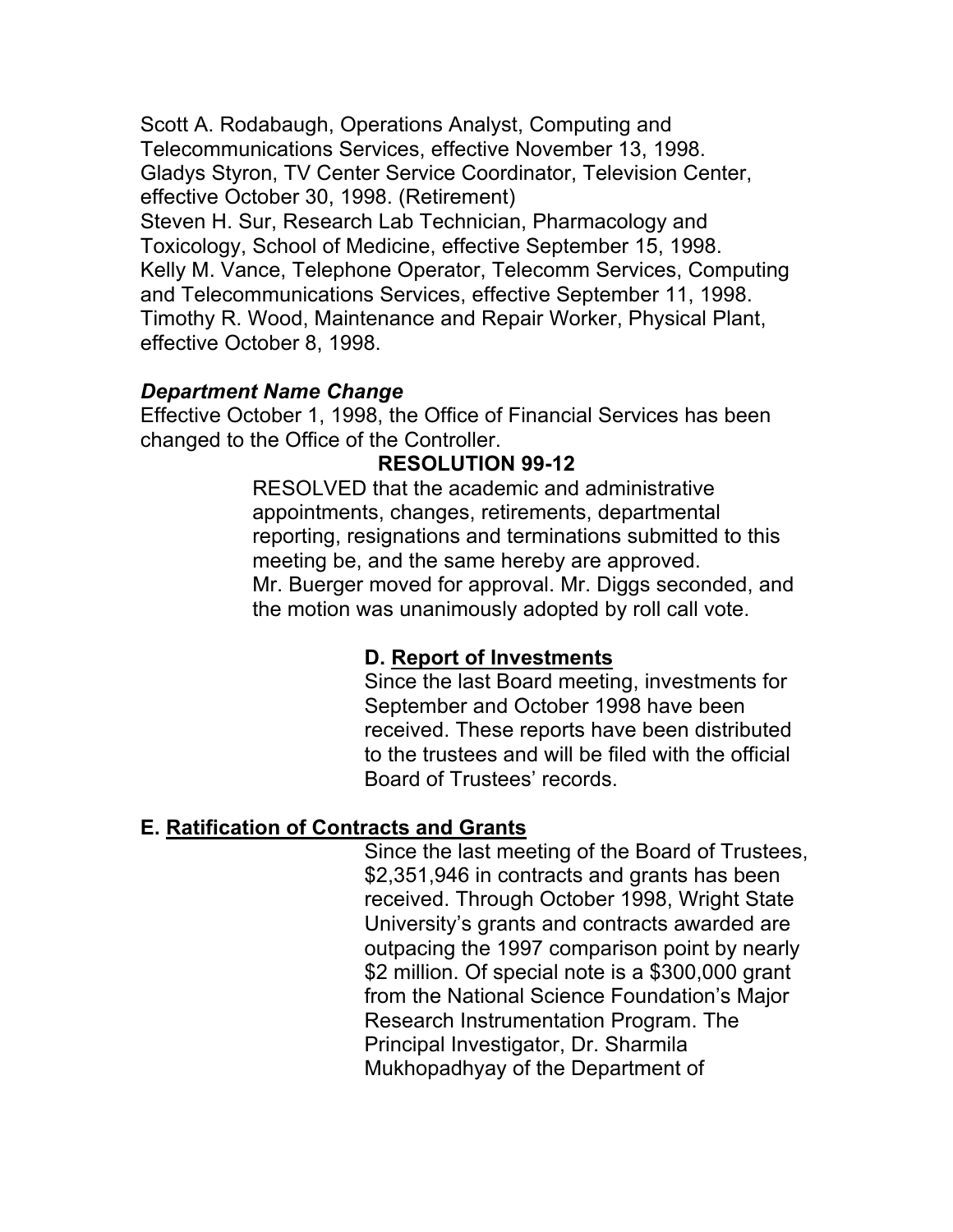Scott A. Rodabaugh, Operations Analyst, Computing and Telecommunications Services, effective November 13, 1998.
Gladys Styron, TV Center Service Coordinator, Television Center, effective October 30, 1998. (Retirement)
Steven H. Sur, Research Lab Technician, Pharmacology and Toxicology, School of Medicine, effective September 15, 1998.
Kelly M. Vance, Telephone Operator, Telecomm Services, Computing and Telecommunications Services, effective September 11, 1998.
Timothy R. Wood, Maintenance and Repair Worker, Physical Plant, effective October 8, 1998.

***Department Name Change***
Effective October 1, 1998, the Office of Financial Services has been changed to the Office of the Controller.

**RESOLUTION 99-12**

RESOLVED that the academic and administrative appointments, changes, retirements, departmental reporting, resignations and terminations submitted to this meeting be, and the same hereby are approved.
Mr. Buerger moved for approval. Mr. Diggs seconded, and the motion was unanimously adopted by roll call vote.

**D. Report of Investments**

Since the last Board meeting, investments for September and October 1998 have been received. These reports have been distributed to the trustees and will be filed with the official Board of Trustees' records.

**E. Ratification of Contracts and Grants**

Since the last meeting of the Board of Trustees, $2,351,946 in contracts and grants has been received. Through October 1998, Wright State University's grants and contracts awarded are outpacing the 1997 comparison point by nearly $2 million. Of special note is a $300,000 grant from the National Science Foundation's Major Research Instrumentation Program. The Principal Investigator, Dr. Sharmila Mukhopadhyay of the Department of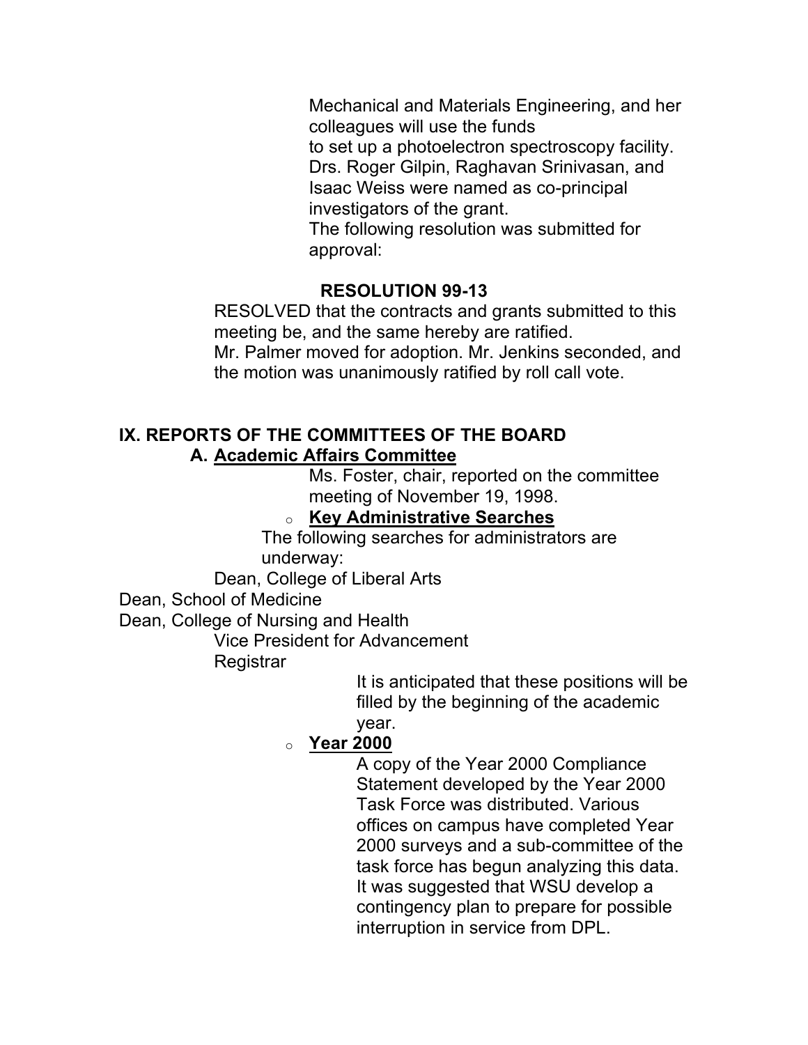Mechanical and Materials Engineering, and her colleagues will use the funds to set up a photoelectron spectroscopy facility. Drs. Roger Gilpin, Raghavan Srinivasan, and Isaac Weiss were named as co-principal investigators of the grant.

The following resolution was submitted for approval:

**RESOLUTION 99-13**

RESOLVED that the contracts and grants submitted to this meeting be, and the same hereby are ratified.

Mr. Palmer moved for adoption. Mr. Jenkins seconded, and the motion was unanimously ratified by roll call vote.

## IX. REPORTS OF THE COMMITTEES OF THE BOARD

### A. Academic Affairs Committee

Ms. Foster, chair, reported on the committee meeting of November 19, 1998.

- **Key Administrative Searches**

  The following searches for administrators are underway:

  Dean, College of Liberal Arts
  Dean, School of Medicine
  Dean, College of Nursing and Health
  Vice President for Advancement
  Registrar

  It is anticipated that these positions will be filled by the beginning of the academic year.

- **Year 2000**

  A copy of the Year 2000 Compliance Statement developed by the Year 2000 Task Force was distributed. Various offices on campus have completed Year 2000 surveys and a sub-committee of the task force has begun analyzing this data. It was suggested that WSU develop a contingency plan to prepare for possible interruption in service from DPL.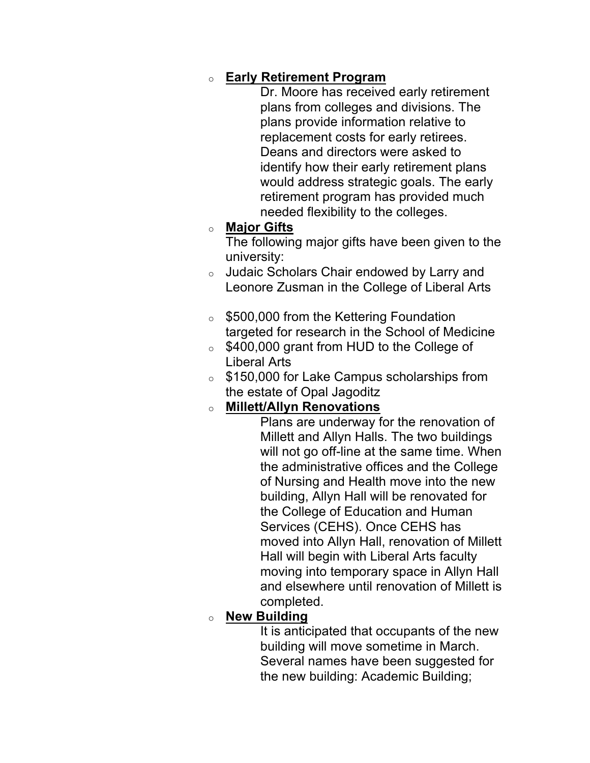- **Early Retirement Program**

  Dr. Moore has received early retirement plans from colleges and divisions. The plans provide information relative to replacement costs for early retirees. Deans and directors were asked to identify how their early retirement plans would address strategic goals. The early retirement program has provided much needed flexibility to the colleges.

- **Major Gifts**

  The following major gifts have been given to the university:

- Judaic Scholars Chair endowed by Larry and Leonore Zusman in the College of Liberal Arts
- $500,000 from the Kettering Foundation targeted for research in the School of Medicine
- $400,000 grant from HUD to the College of Liberal Arts
- $150,000 for Lake Campus scholarships from the estate of Opal Jagoditz
- **Millett/Allyn Renovations**

  Plans are underway for the renovation of Millett and Allyn Halls. The two buildings will not go off-line at the same time. When the administrative offices and the College of Nursing and Health move into the new building, Allyn Hall will be renovated for the College of Education and Human Services (CEHS). Once CEHS has moved into Allyn Hall, renovation of Millett Hall will begin with Liberal Arts faculty moving into temporary space in Allyn Hall and elsewhere until renovation of Millett is completed.

- **New Building**

  It is anticipated that occupants of the new building will move sometime in March. Several names have been suggested for the new building: Academic Building;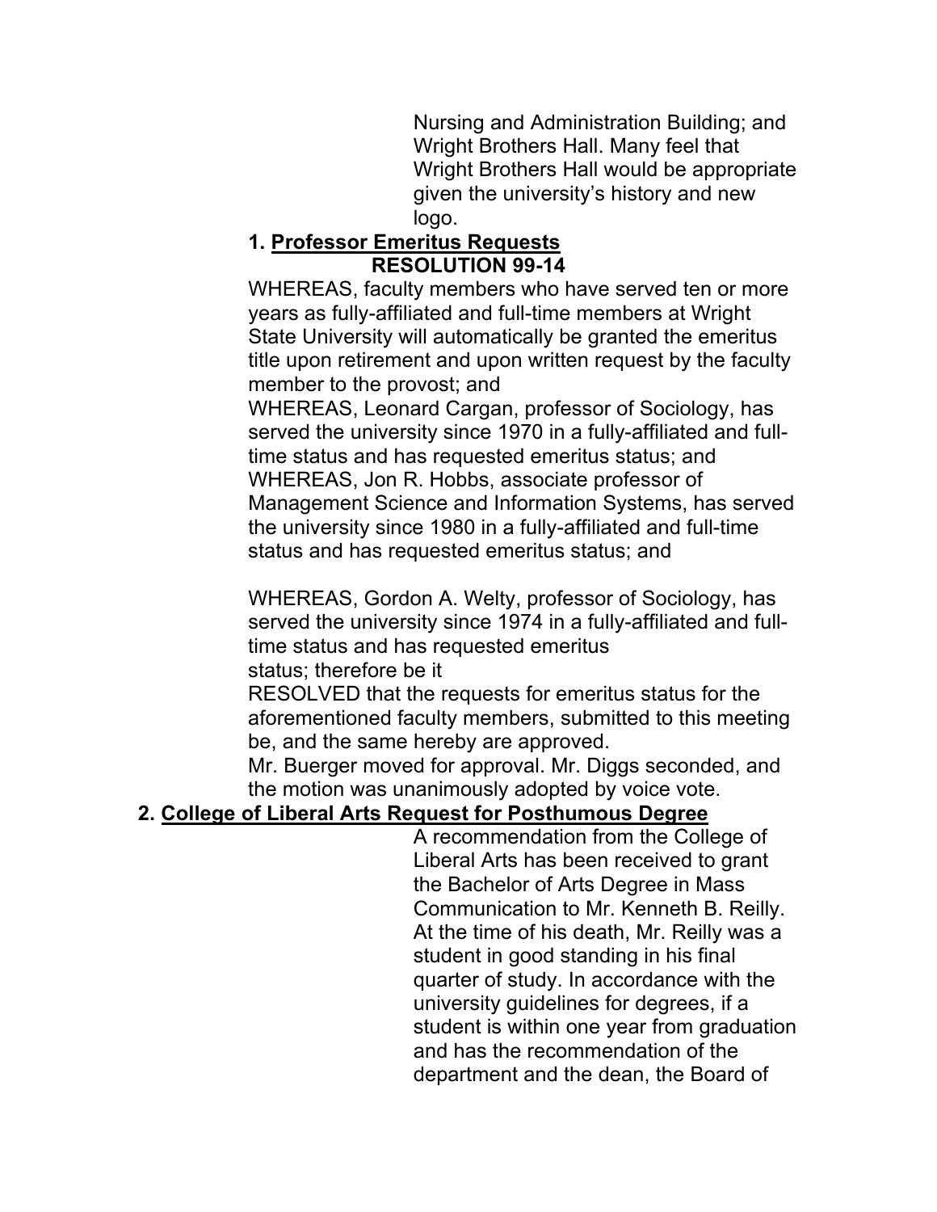Nursing and Administration Building; and Wright Brothers Hall. Many feel that Wright Brothers Hall would be appropriate given the university's history and new logo.

**1. Professor Emeritus Requests**

**RESOLUTION 99-14**

WHEREAS, faculty members who have served ten or more years as fully-affiliated and full-time members at Wright State University will automatically be granted the emeritus title upon retirement and upon written request by the faculty member to the provost; and

WHEREAS, Leonard Cargan, professor of Sociology, has served the university since 1970 in a fully-affiliated and full-time status and has requested emeritus status; and

WHEREAS, Jon R. Hobbs, associate professor of Management Science and Information Systems, has served the university since 1980 in a fully-affiliated and full-time status and has requested emeritus status; and

WHEREAS, Gordon A. Welty, professor of Sociology, has served the university since 1974 in a fully-affiliated and full-time status and has requested emeritus status; therefore be it

RESOLVED that the requests for emeritus status for the aforementioned faculty members, submitted to this meeting be, and the same hereby are approved.

Mr. Buerger moved for approval. Mr. Diggs seconded, and the motion was unanimously adopted by voice vote.

**2. College of Liberal Arts Request for Posthumous Degree**

A recommendation from the College of Liberal Arts has been received to grant the Bachelor of Arts Degree in Mass Communication to Mr. Kenneth B. Reilly. At the time of his death, Mr. Reilly was a student in good standing in his final quarter of study. In accordance with the university guidelines for degrees, if a student is within one year from graduation and has the recommendation of the department and the dean, the Board of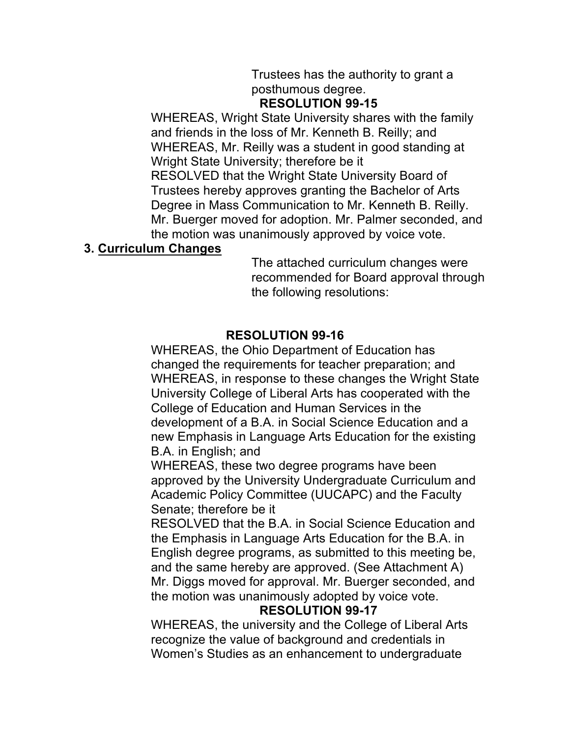Trustees has the authority to grant a posthumous degree.

**RESOLUTION 99-15**

WHEREAS, Wright State University shares with the family and friends in the loss of Mr. Kenneth B. Reilly; and

WHEREAS, Mr. Reilly was a student in good standing at Wright State University; therefore be it

RESOLVED that the Wright State University Board of Trustees hereby approves granting the Bachelor of Arts Degree in Mass Communication to Mr. Kenneth B. Reilly.

Mr. Buerger moved for adoption. Mr. Palmer seconded, and the motion was unanimously approved by voice vote.

**3. <u>Curriculum Changes</u>**

The attached curriculum changes were recommended for Board approval through the following resolutions:

**RESOLUTION 99-16**

WHEREAS, the Ohio Department of Education has changed the requirements for teacher preparation; and

WHEREAS, in response to these changes the Wright State University College of Liberal Arts has cooperated with the College of Education and Human Services in the development of a B.A. in Social Science Education and a new Emphasis in Language Arts Education for the existing B.A. in English; and

WHEREAS, these two degree programs have been approved by the University Undergraduate Curriculum and Academic Policy Committee (UUCAPC) and the Faculty Senate; therefore be it

RESOLVED that the B.A. in Social Science Education and the Emphasis in Language Arts Education for the B.A. in English degree programs, as submitted to this meeting be, and the same hereby are approved. (See Attachment A)

Mr. Diggs moved for approval. Mr. Buerger seconded, and the motion was unanimously adopted by voice vote.

**RESOLUTION 99-17**

WHEREAS, the university and the College of Liberal Arts recognize the value of background and credentials in Women's Studies as an enhancement to undergraduate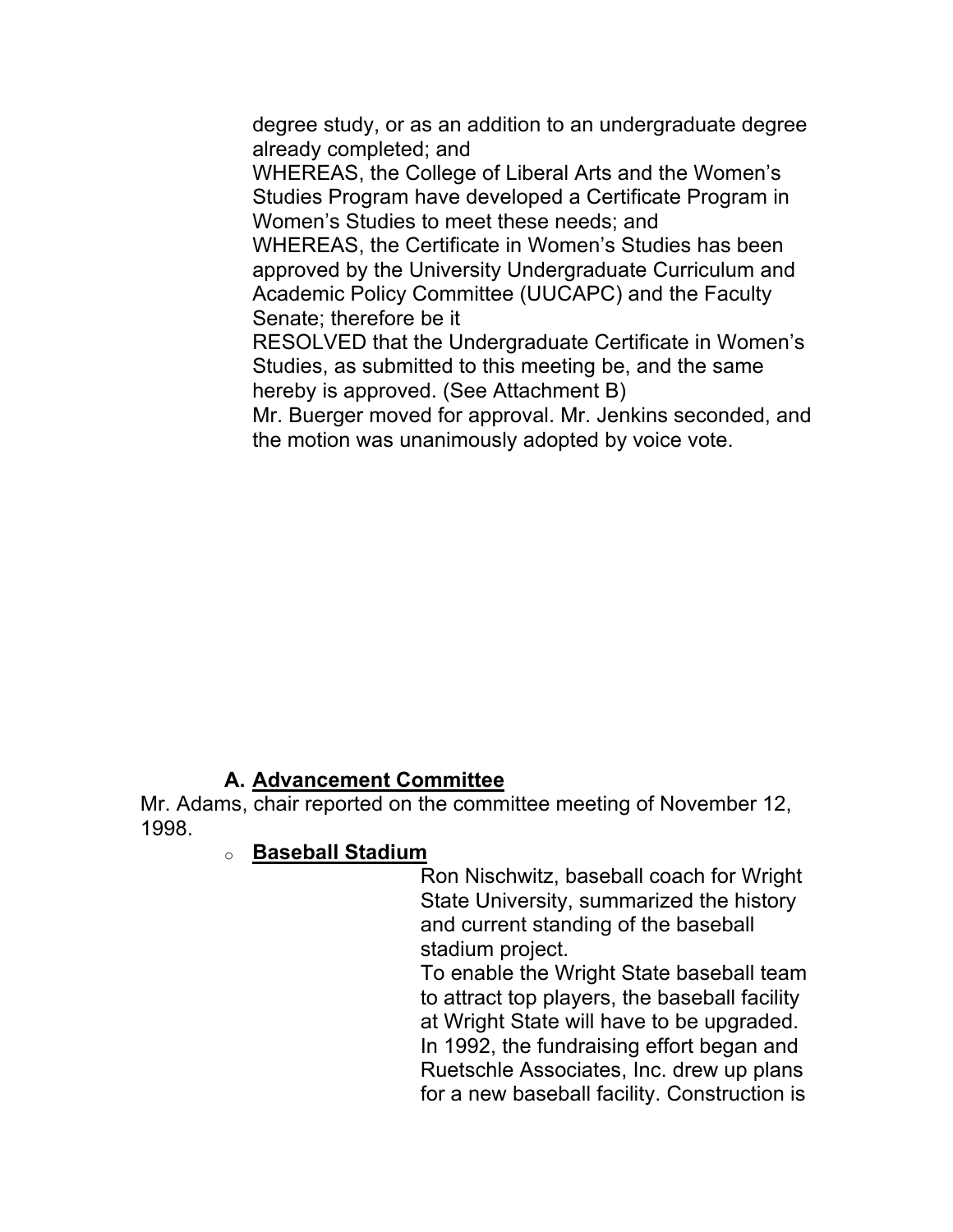degree study, or as an addition to an undergraduate degree already completed; and

WHEREAS, the College of Liberal Arts and the Women's Studies Program have developed a Certificate Program in Women's Studies to meet these needs; and

WHEREAS, the Certificate in Women's Studies has been approved by the University Undergraduate Curriculum and Academic Policy Committee (UUCAPC) and the Faculty Senate; therefore be it

RESOLVED that the Undergraduate Certificate in Women's Studies, as submitted to this meeting be, and the same hereby is approved. (See Attachment B)

Mr. Buerger moved for approval. Mr. Jenkins seconded, and the motion was unanimously adopted by voice vote.

### A. Advancement Committee

Mr. Adams, chair reported on the committee meeting of November 12, 1998.

- **Baseball Stadium**

  Ron Nischwitz, baseball coach for Wright State University, summarized the history and current standing of the baseball stadium project.

  To enable the Wright State baseball team to attract top players, the baseball facility at Wright State will have to be upgraded. In 1992, the fundraising effort began and Ruetschle Associates, Inc. drew up plans for a new baseball facility. Construction is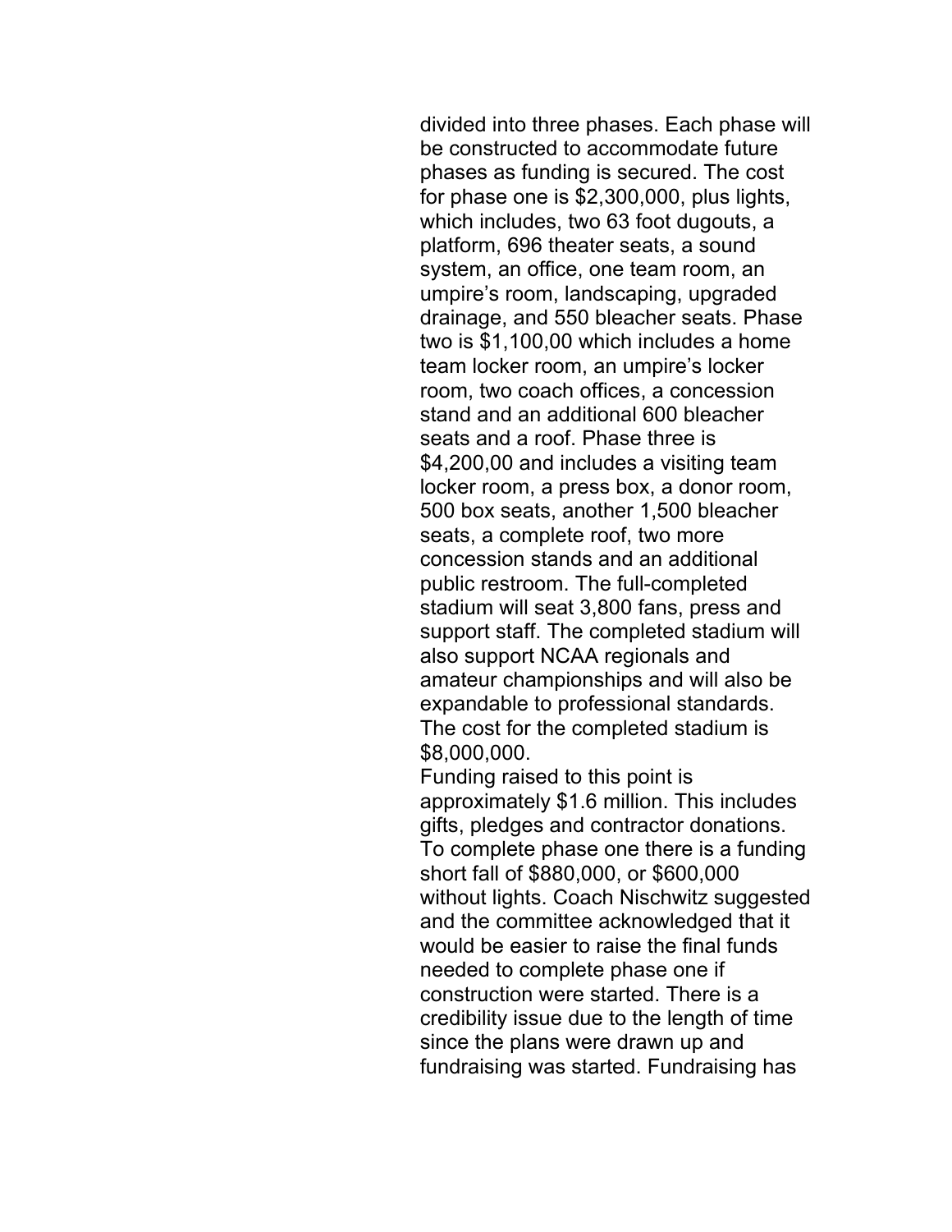divided into three phases. Each phase will be constructed to accommodate future phases as funding is secured. The cost for phase one is $2,300,000, plus lights, which includes, two 63 foot dugouts, a platform, 696 theater seats, a sound system, an office, one team room, an umpire's room, landscaping, upgraded drainage, and 550 bleacher seats. Phase two is $1,100,00 which includes a home team locker room, an umpire's locker room, two coach offices, a concession stand and an additional 600 bleacher seats and a roof. Phase three is $4,200,00 and includes a visiting team locker room, a press box, a donor room, 500 box seats, another 1,500 bleacher seats, a complete roof, two more concession stands and an additional public restroom. The full-completed stadium will seat 3,800 fans, press and support staff. The completed stadium will also support NCAA regionals and amateur championships and will also be expandable to professional standards. The cost for the completed stadium is $8,000,000.

Funding raised to this point is approximately $1.6 million. This includes gifts, pledges and contractor donations. To complete phase one there is a funding short fall of $880,000, or $600,000 without lights. Coach Nischwitz suggested and the committee acknowledged that it would be easier to raise the final funds needed to complete phase one if construction were started. There is a credibility issue due to the length of time since the plans were drawn up and fundraising was started. Fundraising has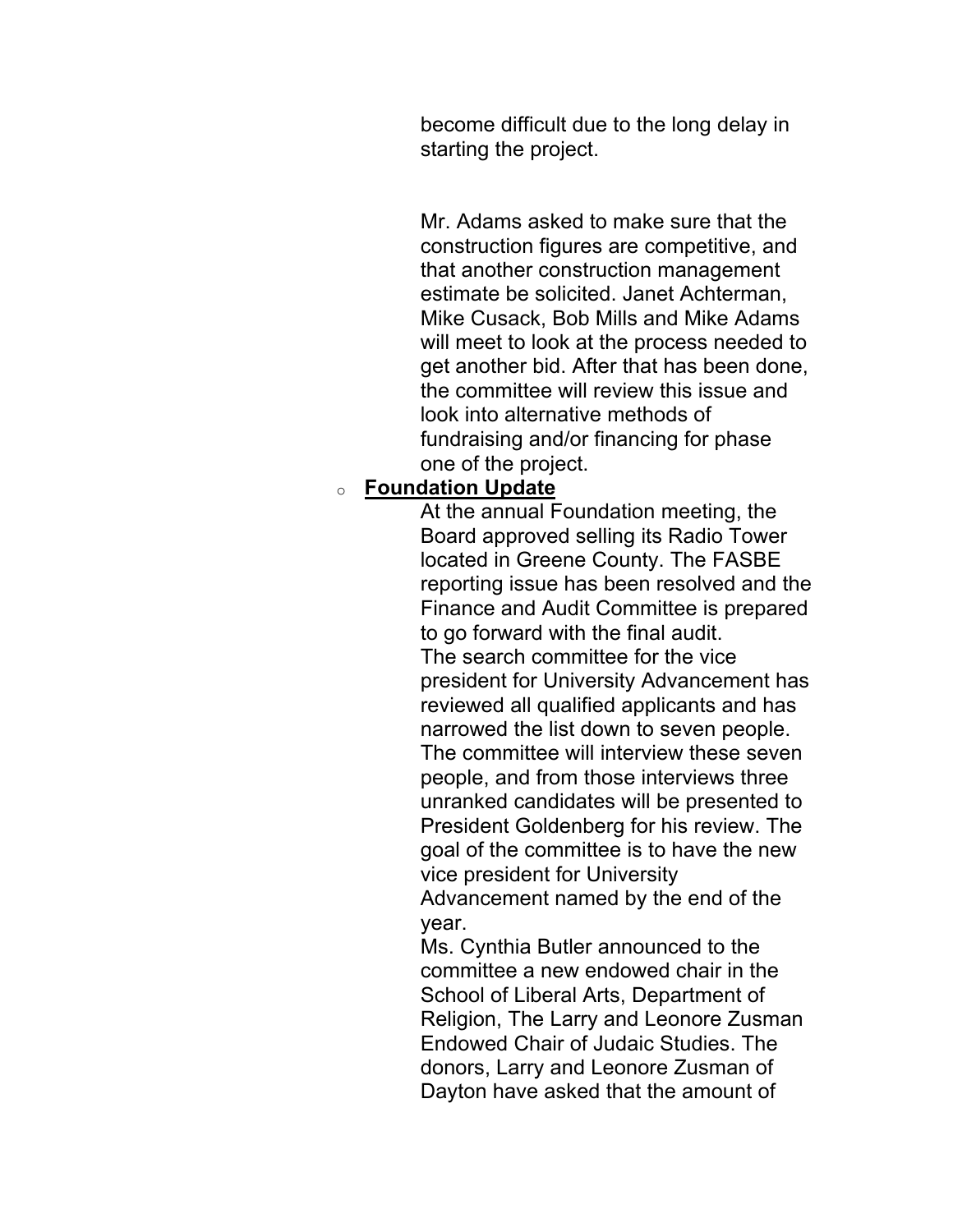become difficult due to the long delay in starting the project.

Mr. Adams asked to make sure that the construction figures are competitive, and that another construction management estimate be solicited. Janet Achterman, Mike Cusack, Bob Mills and Mike Adams will meet to look at the process needed to get another bid. After that has been done, the committee will review this issue and look into alternative methods of fundraising and/or financing for phase one of the project.

- **Foundation Update**

  At the annual Foundation meeting, the Board approved selling its Radio Tower located in Greene County. The FASBE reporting issue has been resolved and the Finance and Audit Committee is prepared to go forward with the final audit.
  The search committee for the vice president for University Advancement has reviewed all qualified applicants and has narrowed the list down to seven people. The committee will interview these seven people, and from those interviews three unranked candidates will be presented to President Goldenberg for his review. The goal of the committee is to have the new vice president for University Advancement named by the end of the year.
  Ms. Cynthia Butler announced to the committee a new endowed chair in the School of Liberal Arts, Department of Religion, The Larry and Leonore Zusman Endowed Chair of Judaic Studies. The donors, Larry and Leonore Zusman of Dayton have asked that the amount of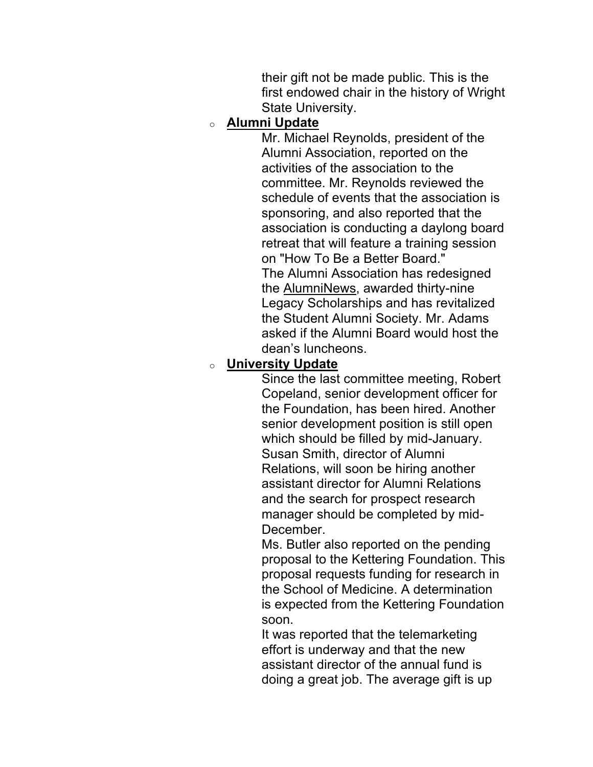their gift not be made public. This is the first endowed chair in the history of Wright State University.

- **Alumni Update**

  Mr. Michael Reynolds, president of the Alumni Association, reported on the activities of the association to the committee. Mr. Reynolds reviewed the schedule of events that the association is sponsoring, and also reported that the association is conducting a daylong board retreat that will feature a training session on "How To Be a Better Board."

  The Alumni Association has redesigned the AlumniNews, awarded thirty-nine Legacy Scholarships and has revitalized the Student Alumni Society. Mr. Adams asked if the Alumni Board would host the dean's luncheons.

- **University Update**

  Since the last committee meeting, Robert Copeland, senior development officer for the Foundation, has been hired. Another senior development position is still open which should be filled by mid-January. Susan Smith, director of Alumni Relations, will soon be hiring another assistant director for Alumni Relations and the search for prospect research manager should be completed by mid-December.

  Ms. Butler also reported on the pending proposal to the Kettering Foundation. This proposal requests funding for research in the School of Medicine. A determination is expected from the Kettering Foundation soon.

  It was reported that the telemarketing effort is underway and that the new assistant director of the annual fund is doing a great job. The average gift is up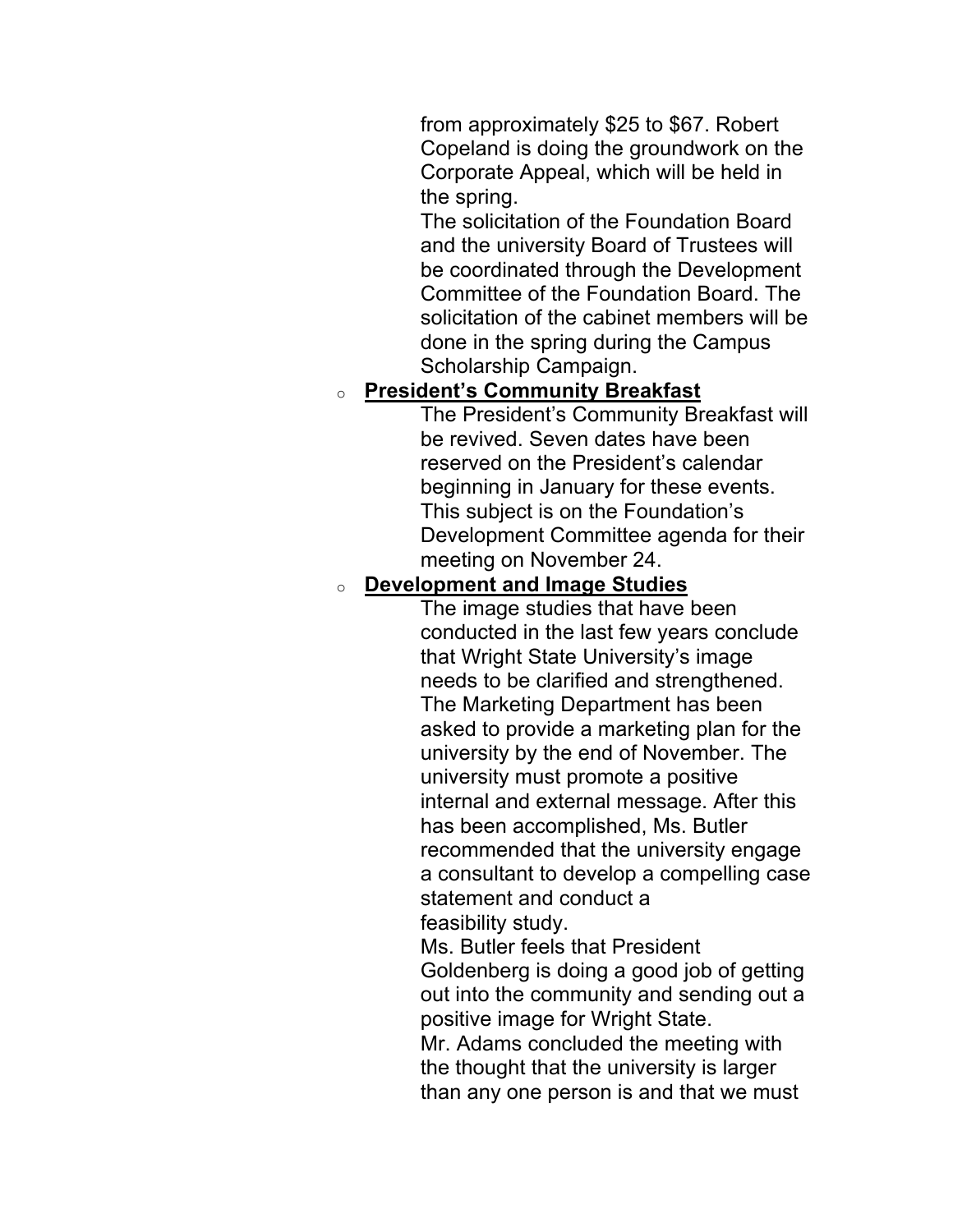from approximately $25 to $67. Robert Copeland is doing the groundwork on the Corporate Appeal, which will be held in the spring.

The solicitation of the Foundation Board and the university Board of Trustees will be coordinated through the Development Committee of the Foundation Board. The solicitation of the cabinet members will be done in the spring during the Campus Scholarship Campaign.

- **President's Community Breakfast**

  The President's Community Breakfast will be revived. Seven dates have been reserved on the President's calendar beginning in January for these events. This subject is on the Foundation's Development Committee agenda for their meeting on November 24.

- **Development and Image Studies**

  The image studies that have been conducted in the last few years conclude that Wright State University's image needs to be clarified and strengthened. The Marketing Department has been asked to provide a marketing plan for the university by the end of November. The university must promote a positive internal and external message. After this has been accomplished, Ms. Butler recommended that the university engage a consultant to develop a compelling case statement and conduct a feasibility study.

  Ms. Butler feels that President Goldenberg is doing a good job of getting out into the community and sending out a positive image for Wright State.

  Mr. Adams concluded the meeting with the thought that the university is larger than any one person is and that we must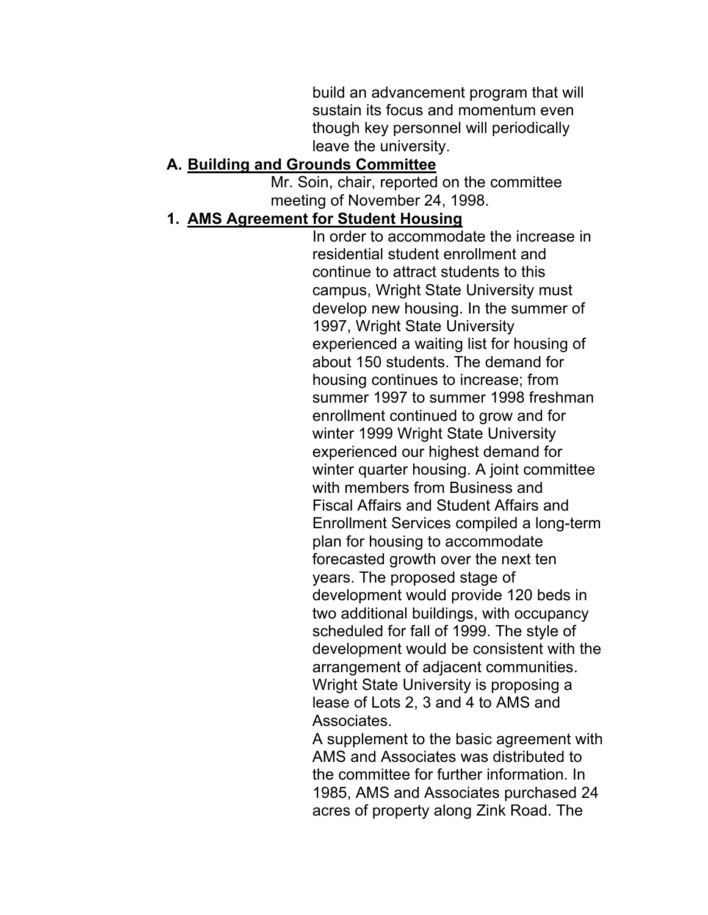build an advancement program that will sustain its focus and momentum even though key personnel will periodically leave the university.

## A. Building and Grounds Committee

Mr. Soin, chair, reported on the committee meeting of November 24, 1998.

### 1. AMS Agreement for Student Housing

In order to accommodate the increase in residential student enrollment and continue to attract students to this campus, Wright State University must develop new housing. In the summer of 1997, Wright State University experienced a waiting list for housing of about 150 students. The demand for housing continues to increase; from summer 1997 to summer 1998 freshman enrollment continued to grow and for winter 1999 Wright State University experienced our highest demand for winter quarter housing. A joint committee with members from Business and Fiscal Affairs and Student Affairs and Enrollment Services compiled a long-term plan for housing to accommodate forecasted growth over the next ten years. The proposed stage of development would provide 120 beds in two additional buildings, with occupancy scheduled for fall of 1999. The style of development would be consistent with the arrangement of adjacent communities. Wright State University is proposing a lease of Lots 2, 3 and 4 to AMS and Associates.

A supplement to the basic agreement with AMS and Associates was distributed to the committee for further information. In 1985, AMS and Associates purchased 24 acres of property along Zink Road. The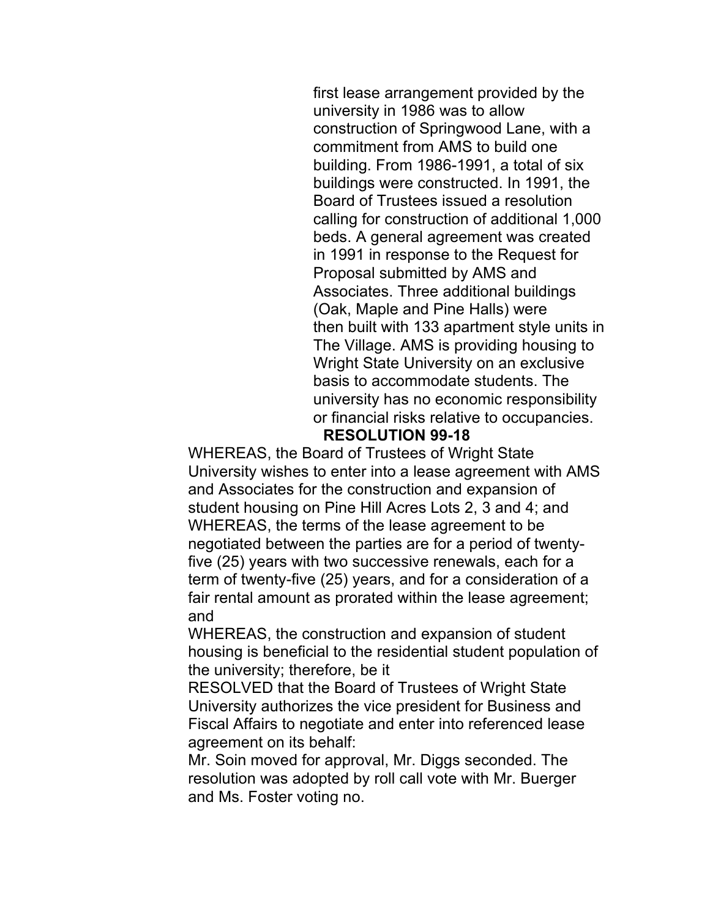first lease arrangement provided by the university in 1986 was to allow construction of Springwood Lane, with a commitment from AMS to build one building. From 1986-1991, a total of six buildings were constructed. In 1991, the Board of Trustees issued a resolution calling for construction of additional 1,000 beds. A general agreement was created in 1991 in response to the Request for Proposal submitted by AMS and Associates. Three additional buildings (Oak, Maple and Pine Halls) were then built with 133 apartment style units in The Village. AMS is providing housing to Wright State University on an exclusive basis to accommodate students. The university has no economic responsibility or financial risks relative to occupancies.

**RESOLUTION 99-18**

WHEREAS, the Board of Trustees of Wright State University wishes to enter into a lease agreement with AMS and Associates for the construction and expansion of student housing on Pine Hill Acres Lots 2, 3 and 4; and

WHEREAS, the terms of the lease agreement to be negotiated between the parties are for a period of twenty-five (25) years with two successive renewals, each for a term of twenty-five (25) years, and for a consideration of a fair rental amount as prorated within the lease agreement; and

WHEREAS, the construction and expansion of student housing is beneficial to the residential student population of the university; therefore, be it

RESOLVED that the Board of Trustees of Wright State University authorizes the vice president for Business and Fiscal Affairs to negotiate and enter into referenced lease agreement on its behalf:

Mr. Soin moved for approval, Mr. Diggs seconded. The resolution was adopted by roll call vote with Mr. Buerger and Ms. Foster voting no.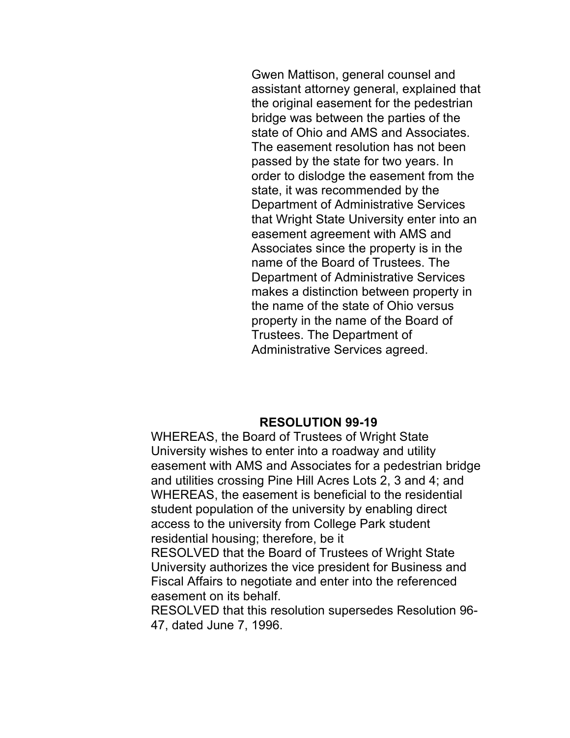Gwen Mattison, general counsel and assistant attorney general, explained that the original easement for the pedestrian bridge was between the parties of the state of Ohio and AMS and Associates. The easement resolution has not been passed by the state for two years. In order to dislodge the easement from the state, it was recommended by the Department of Administrative Services that Wright State University enter into an easement agreement with AMS and Associates since the property is in the name of the Board of Trustees. The Department of Administrative Services makes a distinction between property in the name of the state of Ohio versus property in the name of the Board of Trustees. The Department of Administrative Services agreed.

## RESOLUTION 99-19

WHEREAS, the Board of Trustees of Wright State University wishes to enter into a roadway and utility easement with AMS and Associates for a pedestrian bridge and utilities crossing Pine Hill Acres Lots 2, 3 and 4; and
WHEREAS, the easement is beneficial to the residential student population of the university by enabling direct access to the university from College Park student residential housing; therefore, be it
RESOLVED that the Board of Trustees of Wright State University authorizes the vice president for Business and Fiscal Affairs to negotiate and enter into the referenced easement on its behalf.
RESOLVED that this resolution supersedes Resolution 96-47, dated June 7, 1996.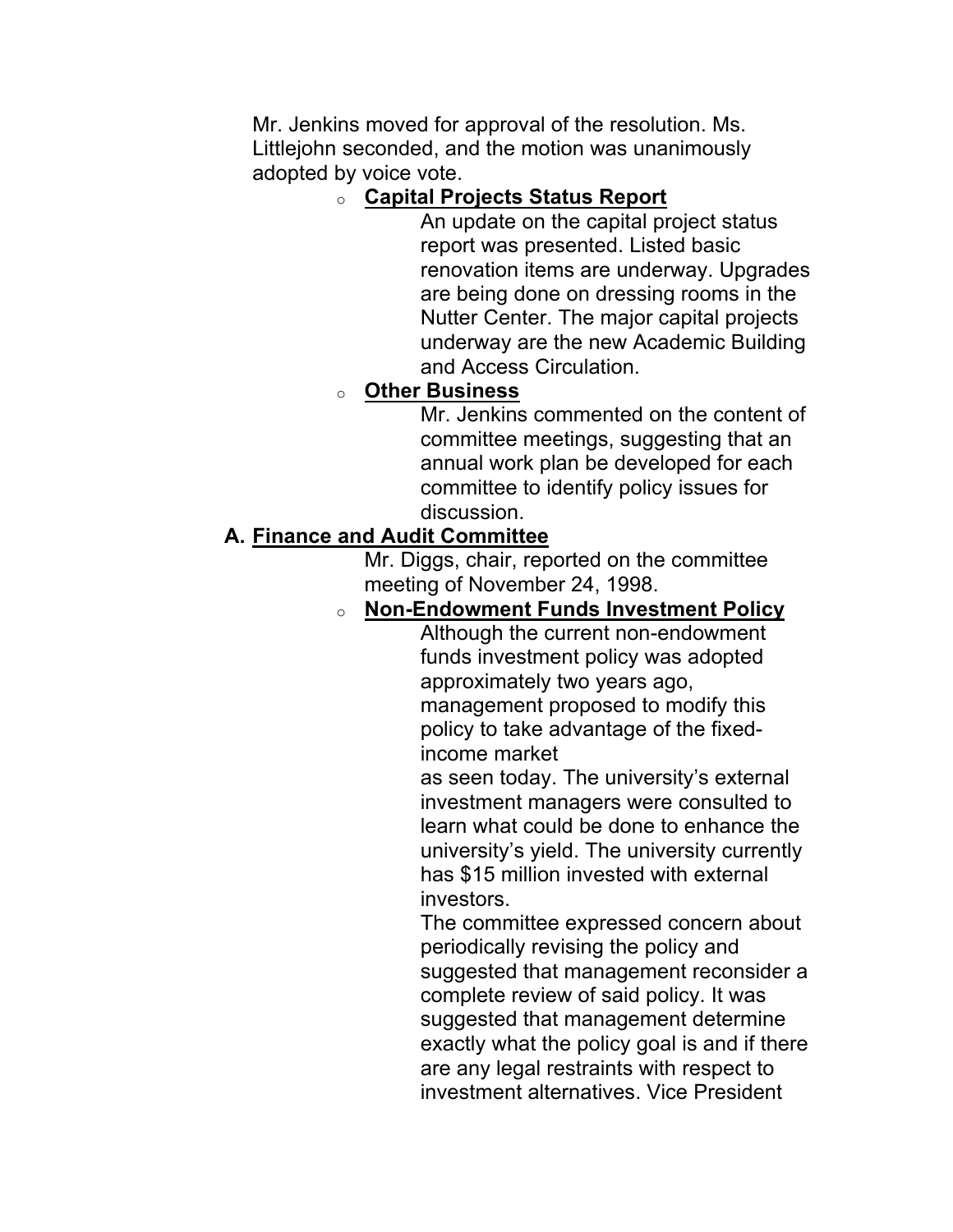Mr. Jenkins moved for approval of the resolution. Ms. Littlejohn seconded, and the motion was unanimously adopted by voice vote.

- **Capital Projects Status Report**

  An update on the capital project status report was presented. Listed basic renovation items are underway. Upgrades are being done on dressing rooms in the Nutter Center. The major capital projects underway are the new Academic Building and Access Circulation.

- **Other Business**

  Mr. Jenkins commented on the content of committee meetings, suggesting that an annual work plan be developed for each committee to identify policy issues for discussion.

**A. Finance and Audit Committee**

Mr. Diggs, chair, reported on the committee meeting of November 24, 1998.

- **Non-Endowment Funds Investment Policy**

  Although the current non-endowment funds investment policy was adopted approximately two years ago, management proposed to modify this policy to take advantage of the fixed-income market as seen today. The university's external investment managers were consulted to learn what could be done to enhance the university's yield. The university currently has $15 million invested with external investors.

  The committee expressed concern about periodically revising the policy and suggested that management reconsider a complete review of said policy. It was suggested that management determine exactly what the policy goal is and if there are any legal restraints with respect to investment alternatives. Vice President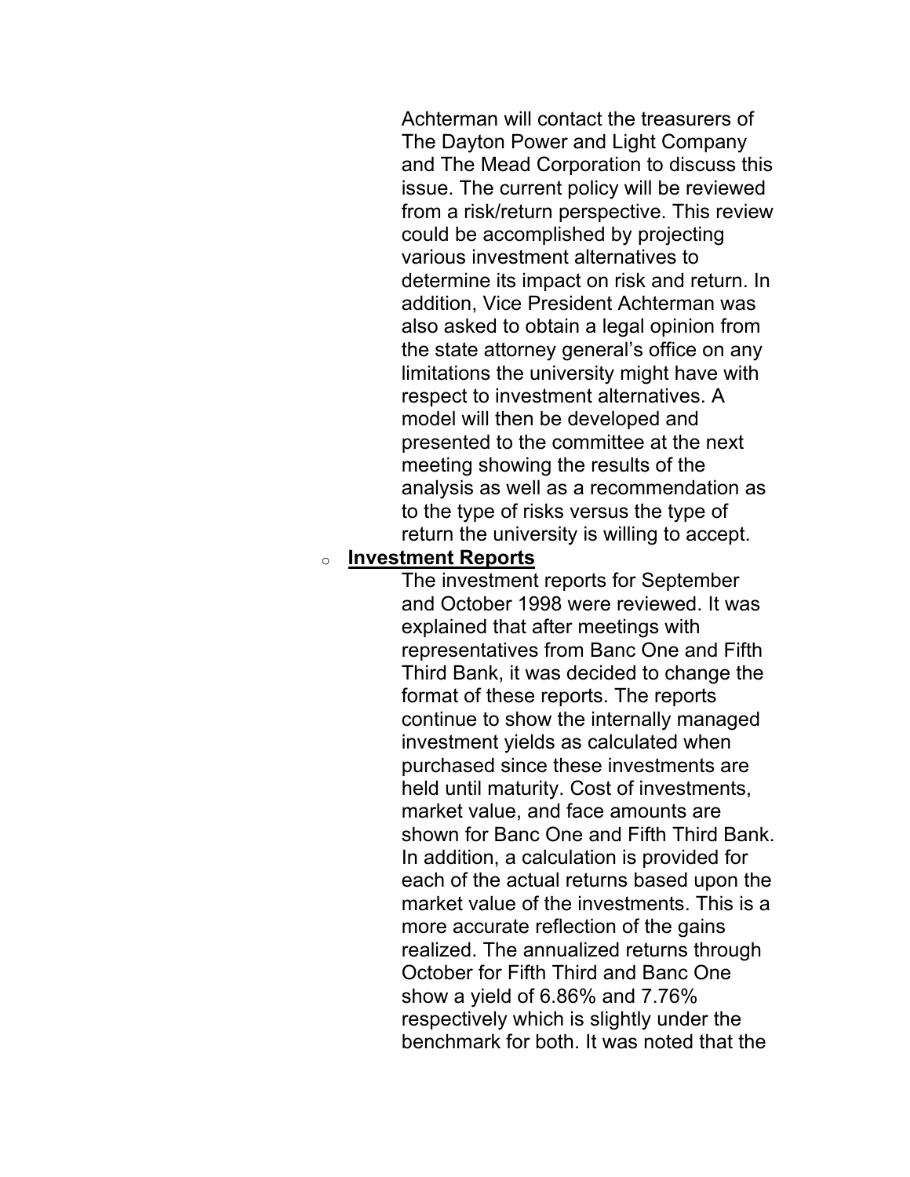Achterman will contact the treasurers of The Dayton Power and Light Company and The Mead Corporation to discuss this issue. The current policy will be reviewed from a risk/return perspective. This review could be accomplished by projecting various investment alternatives to determine its impact on risk and return. In addition, Vice President Achterman was also asked to obtain a legal opinion from the state attorney general's office on any limitations the university might have with respect to investment alternatives. A model will then be developed and presented to the committee at the next meeting showing the results of the analysis as well as a recommendation as to the type of risks versus the type of return the university is willing to accept.

- **Investment Reports**

  The investment reports for September and October 1998 were reviewed. It was explained that after meetings with representatives from Banc One and Fifth Third Bank, it was decided to change the format of these reports. The reports continue to show the internally managed investment yields as calculated when purchased since these investments are held until maturity. Cost of investments, market value, and face amounts are shown for Banc One and Fifth Third Bank. In addition, a calculation is provided for each of the actual returns based upon the market value of the investments. This is a more accurate reflection of the gains realized. The annualized returns through October for Fifth Third and Banc One show a yield of 6.86% and 7.76% respectively which is slightly under the benchmark for both. It was noted that the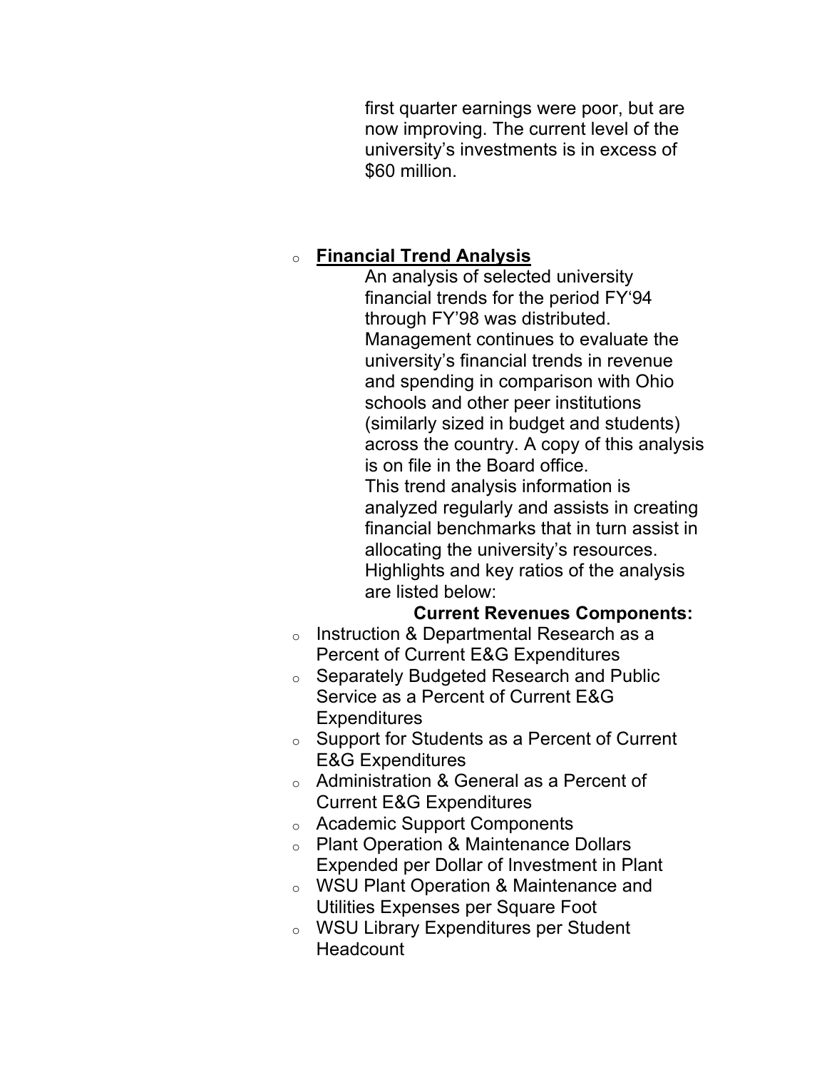first quarter earnings were poor, but are now improving. The current level of the university's investments is in excess of $60 million.

- **Financial Trend Analysis**

  An analysis of selected university financial trends for the period FY'94 through FY'98 was distributed. Management continues to evaluate the university's financial trends in revenue and spending in comparison with Ohio schools and other peer institutions (similarly sized in budget and students) across the country. A copy of this analysis is on file in the Board office.

  This trend analysis information is analyzed regularly and assists in creating financial benchmarks that in turn assist in allocating the university's resources. Highlights and key ratios of the analysis are listed below:

  **Current Revenues Components:**

- Instruction & Departmental Research as a Percent of Current E&G Expenditures
- Separately Budgeted Research and Public Service as a Percent of Current E&G Expenditures
- Support for Students as a Percent of Current E&G Expenditures
- Administration & General as a Percent of Current E&G Expenditures
- Academic Support Components
- Plant Operation & Maintenance Dollars Expended per Dollar of Investment in Plant
- WSU Plant Operation & Maintenance and Utilities Expenses per Square Foot
- WSU Library Expenditures per Student Headcount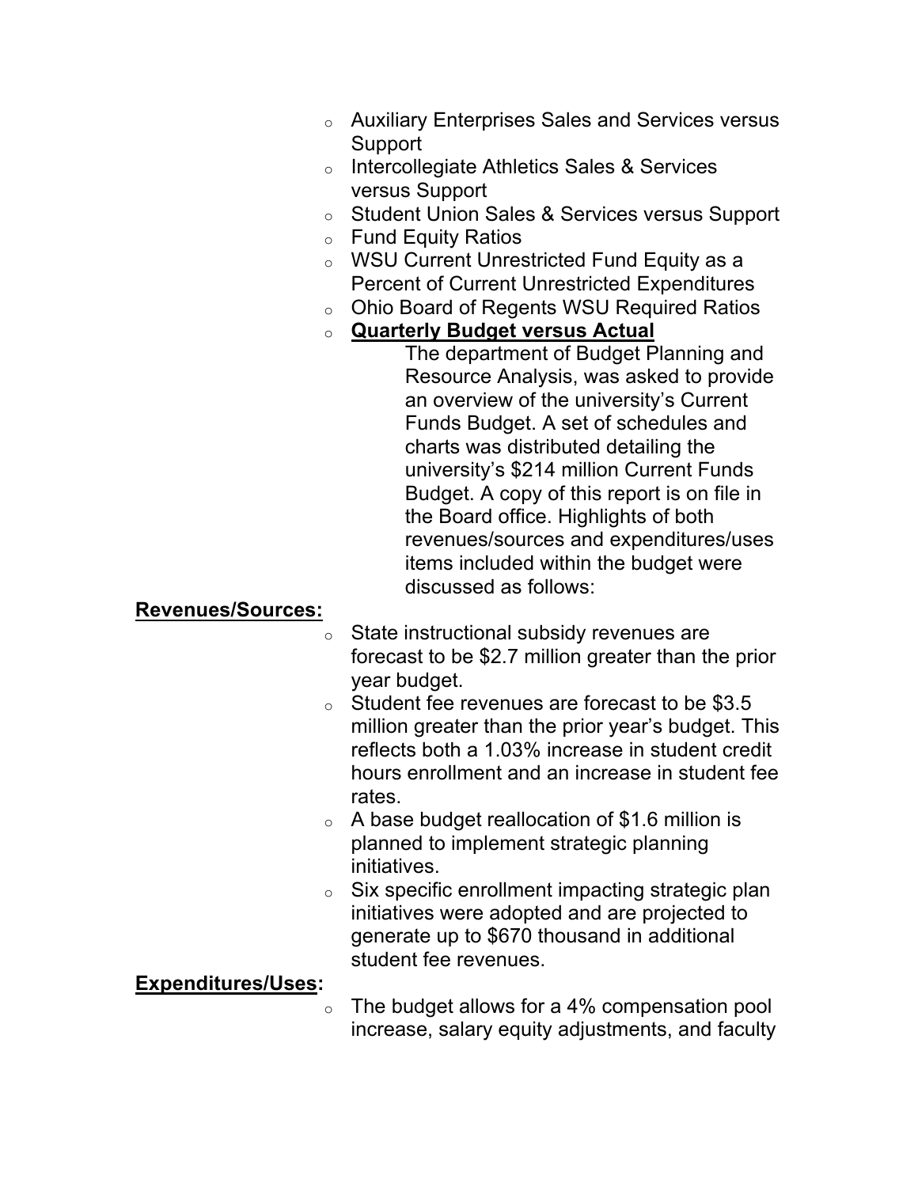- Auxiliary Enterprises Sales and Services versus Support
- Intercollegiate Athletics Sales & Services versus Support
- Student Union Sales & Services versus Support
- Fund Equity Ratios
- WSU Current Unrestricted Fund Equity as a Percent of Current Unrestricted Expenditures
- Ohio Board of Regents WSU Required Ratios
- **Quarterly Budget versus Actual**

The department of Budget Planning and Resource Analysis, was asked to provide an overview of the university's Current Funds Budget. A set of schedules and charts was distributed detailing the university's $214 million Current Funds Budget. A copy of this report is on file in the Board office. Highlights of both revenues/sources and expenditures/uses items included within the budget were discussed as follows:

**Revenues/Sources:**

- State instructional subsidy revenues are forecast to be $2.7 million greater than the prior year budget.
- Student fee revenues are forecast to be $3.5 million greater than the prior year's budget. This reflects both a 1.03% increase in student credit hours enrollment and an increase in student fee rates.
- A base budget reallocation of $1.6 million is planned to implement strategic planning initiatives.
- Six specific enrollment impacting strategic plan initiatives were adopted and are projected to generate up to $670 thousand in additional student fee revenues.

**Expenditures/Uses:**

- The budget allows for a 4% compensation pool increase, salary equity adjustments, and faculty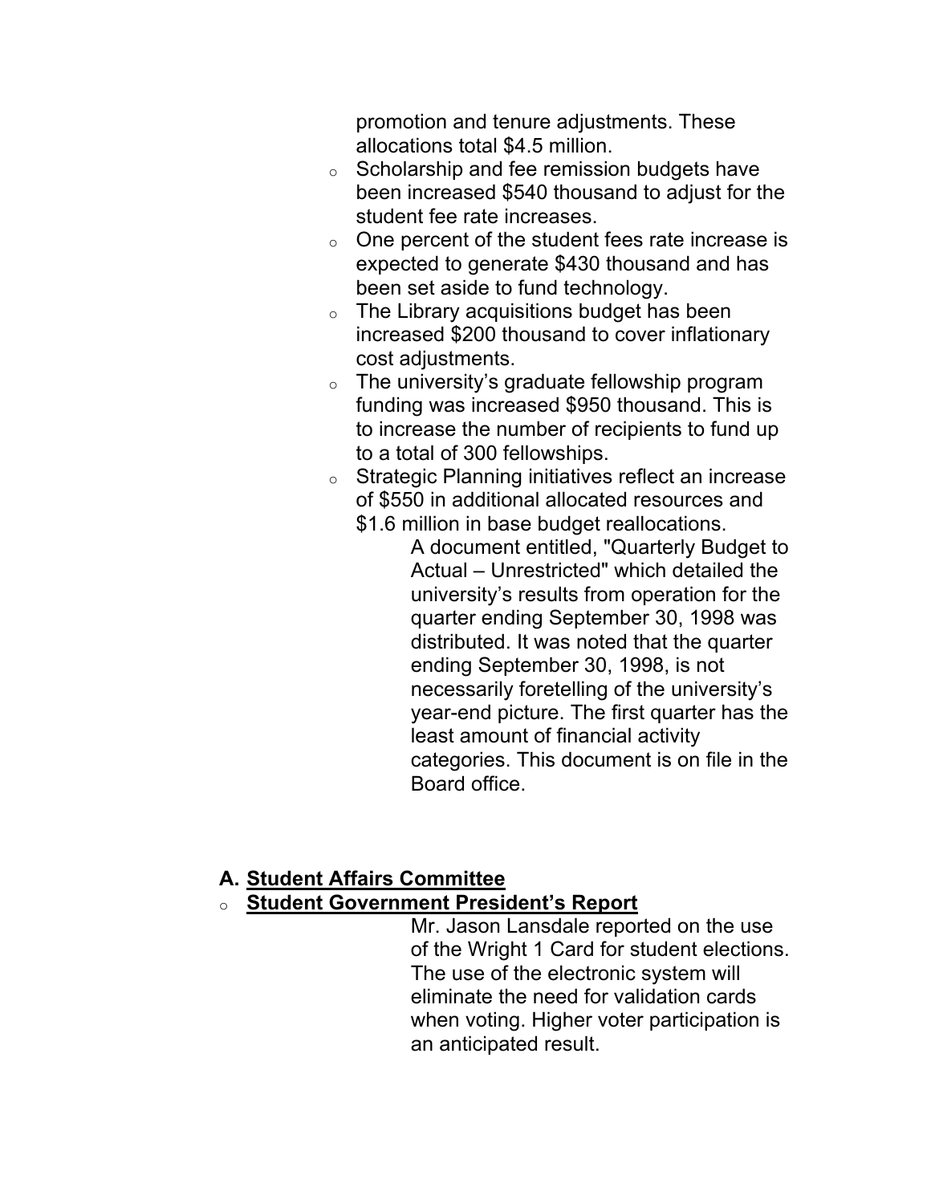promotion and tenure adjustments. These allocations total $4.5 million.

- Scholarship and fee remission budgets have been increased $540 thousand to adjust for the student fee rate increases.
- One percent of the student fees rate increase is expected to generate $430 thousand and has been set aside to fund technology.
- The Library acquisitions budget has been increased $200 thousand to cover inflationary cost adjustments.
- The university's graduate fellowship program funding was increased $950 thousand. This is to increase the number of recipients to fund up to a total of 300 fellowships.
- Strategic Planning initiatives reflect an increase of $550 in additional allocated resources and $1.6 million in base budget reallocations.

A document entitled, "Quarterly Budget to Actual – Unrestricted" which detailed the university's results from operation for the quarter ending September 30, 1998 was distributed. It was noted that the quarter ending September 30, 1998, is not necessarily foretelling of the university's year-end picture. The first quarter has the least amount of financial activity categories. This document is on file in the Board office.

## A. **Student Affairs Committee**

- **Student Government President's Report**

Mr. Jason Lansdale reported on the use of the Wright 1 Card for student elections. The use of the electronic system will eliminate the need for validation cards when voting. Higher voter participation is an anticipated result.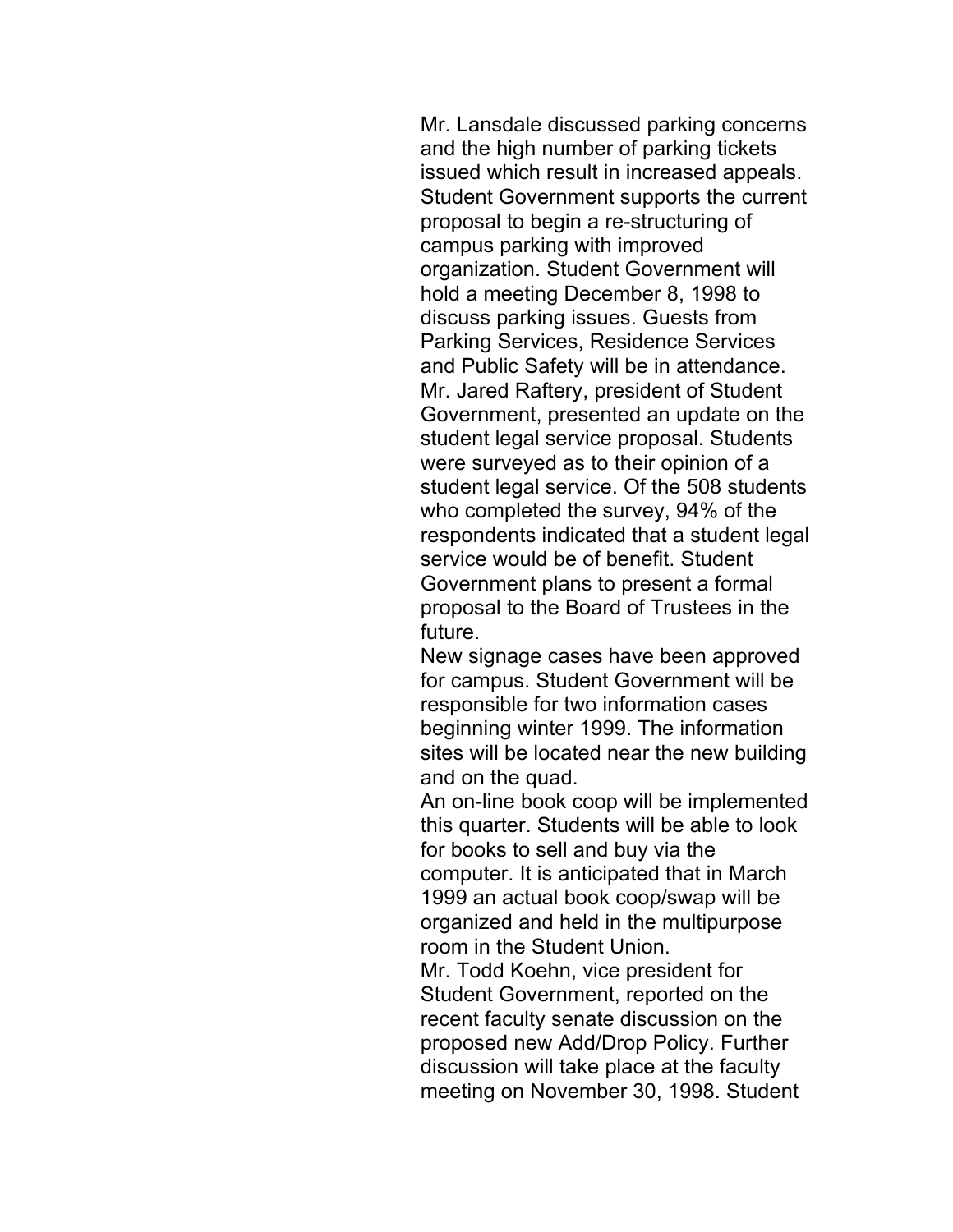Mr. Lansdale discussed parking concerns and the high number of parking tickets issued which result in increased appeals. Student Government supports the current proposal to begin a re-structuring of campus parking with improved organization. Student Government will hold a meeting December 8, 1998 to discuss parking issues. Guests from Parking Services, Residence Services and Public Safety will be in attendance.

Mr. Jared Raftery, president of Student Government, presented an update on the student legal service proposal. Students were surveyed as to their opinion of a student legal service. Of the 508 students who completed the survey, 94% of the respondents indicated that a student legal service would be of benefit. Student Government plans to present a formal proposal to the Board of Trustees in the future.

New signage cases have been approved for campus. Student Government will be responsible for two information cases beginning winter 1999. The information sites will be located near the new building and on the quad.

An on-line book coop will be implemented this quarter. Students will be able to look for books to sell and buy via the computer. It is anticipated that in March 1999 an actual book coop/swap will be organized and held in the multipurpose room in the Student Union.

Mr. Todd Koehn, vice president for Student Government, reported on the recent faculty senate discussion on the proposed new Add/Drop Policy. Further discussion will take place at the faculty meeting on November 30, 1998. Student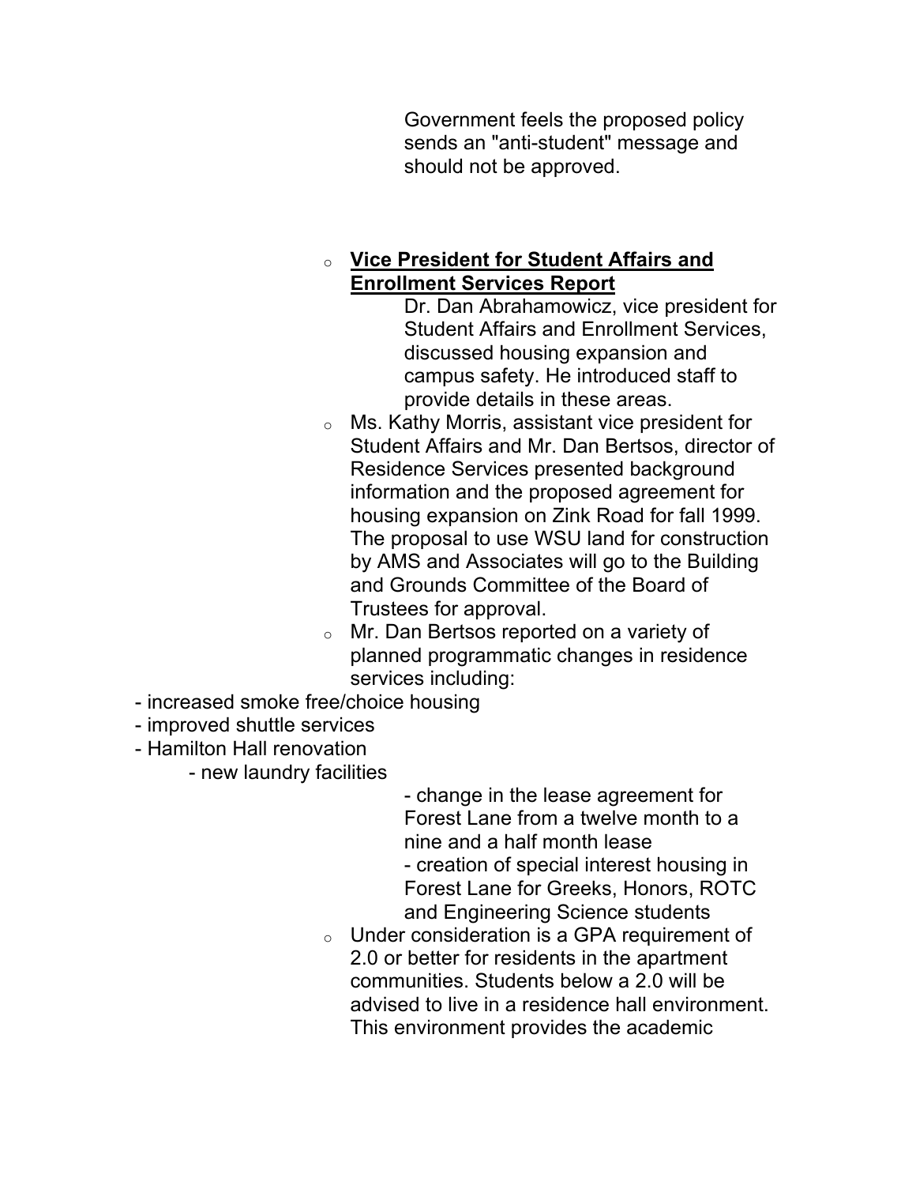Government feels the proposed policy sends an "anti-student" message and should not be approved.

- **Vice President for Student Affairs and Enrollment Services Report**

  Dr. Dan Abrahamowicz, vice president for Student Affairs and Enrollment Services, discussed housing expansion and campus safety. He introduced staff to provide details in these areas.

- Ms. Kathy Morris, assistant vice president for Student Affairs and Mr. Dan Bertsos, director of Residence Services presented background information and the proposed agreement for housing expansion on Zink Road for fall 1999. The proposal to use WSU land for construction by AMS and Associates will go to the Building and Grounds Committee of the Board of Trustees for approval.
- Mr. Dan Bertsos reported on a variety of planned programmatic changes in residence services including:

- increased smoke free/choice housing
- improved shuttle services
- Hamilton Hall renovation
- new laundry facilities
- change in the lease agreement for Forest Lane from a twelve month to a nine and a half month lease
- creation of special interest housing in Forest Lane for Greeks, Honors, ROTC and Engineering Science students

- Under consideration is a GPA requirement of 2.0 or better for residents in the apartment communities. Students below a 2.0 will be advised to live in a residence hall environment. This environment provides the academic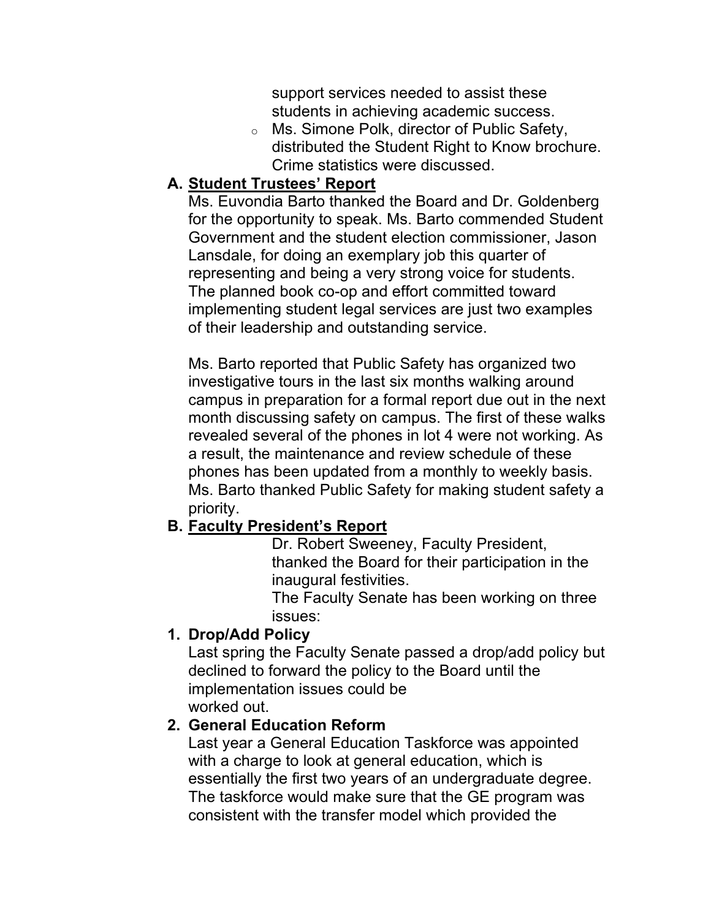support services needed to assist these students in achieving academic success.

- Ms. Simone Polk, director of Public Safety, distributed the Student Right to Know brochure. Crime statistics were discussed.

**A. Student Trustees' Report**

Ms. Euvondia Barto thanked the Board and Dr. Goldenberg for the opportunity to speak. Ms. Barto commended Student Government and the student election commissioner, Jason Lansdale, for doing an exemplary job this quarter of representing and being a very strong voice for students. The planned book co-op and effort committed toward implementing student legal services are just two examples of their leadership and outstanding service.

Ms. Barto reported that Public Safety has organized two investigative tours in the last six months walking around campus in preparation for a formal report due out in the next month discussing safety on campus. The first of these walks revealed several of the phones in lot 4 were not working. As a result, the maintenance and review schedule of these phones has been updated from a monthly to weekly basis. Ms. Barto thanked Public Safety for making student safety a priority.

**B. Faculty President's Report**

Dr. Robert Sweeney, Faculty President, thanked the Board for their participation in the inaugural festivities.

The Faculty Senate has been working on three issues:

**1. Drop/Add Policy**

Last spring the Faculty Senate passed a drop/add policy but declined to forward the policy to the Board until the implementation issues could be worked out.

**2. General Education Reform**

Last year a General Education Taskforce was appointed with a charge to look at general education, which is essentially the first two years of an undergraduate degree. The taskforce would make sure that the GE program was consistent with the transfer model which provided the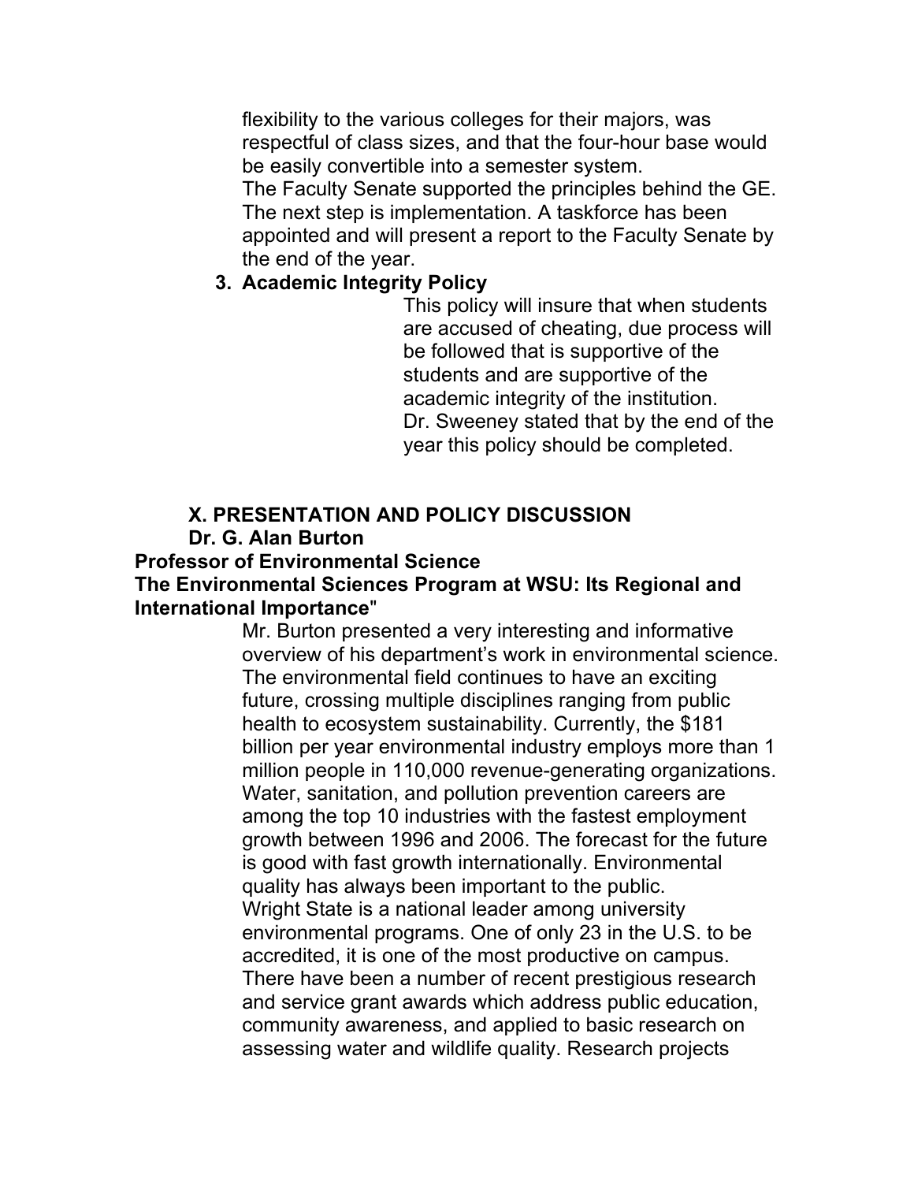flexibility to the various colleges for their majors, was respectful of class sizes, and that the four-hour base would be easily convertible into a semester system.

The Faculty Senate supported the principles behind the GE. The next step is implementation. A taskforce has been appointed and will present a report to the Faculty Senate by the end of the year.

**3. Academic Integrity Policy**

This policy will insure that when students are accused of cheating, due process will be followed that is supportive of the students and are supportive of the academic integrity of the institution.

Dr. Sweeney stated that by the end of the year this policy should be completed.

## X. PRESENTATION AND POLICY DISCUSSION

**Dr. G. Alan Burton**

**Professor of Environmental Science**

**The Environmental Sciences Program at WSU: Its Regional and International Importance"**

Mr. Burton presented a very interesting and informative overview of his department's work in environmental science. The environmental field continues to have an exciting future, crossing multiple disciplines ranging from public health to ecosystem sustainability. Currently, the $181 billion per year environmental industry employs more than 1 million people in 110,000 revenue-generating organizations. Water, sanitation, and pollution prevention careers are among the top 10 industries with the fastest employment growth between 1996 and 2006. The forecast for the future is good with fast growth internationally. Environmental quality has always been important to the public.

Wright State is a national leader among university environmental programs. One of only 23 in the U.S. to be accredited, it is one of the most productive on campus. There have been a number of recent prestigious research and service grant awards which address public education, community awareness, and applied to basic research on assessing water and wildlife quality. Research projects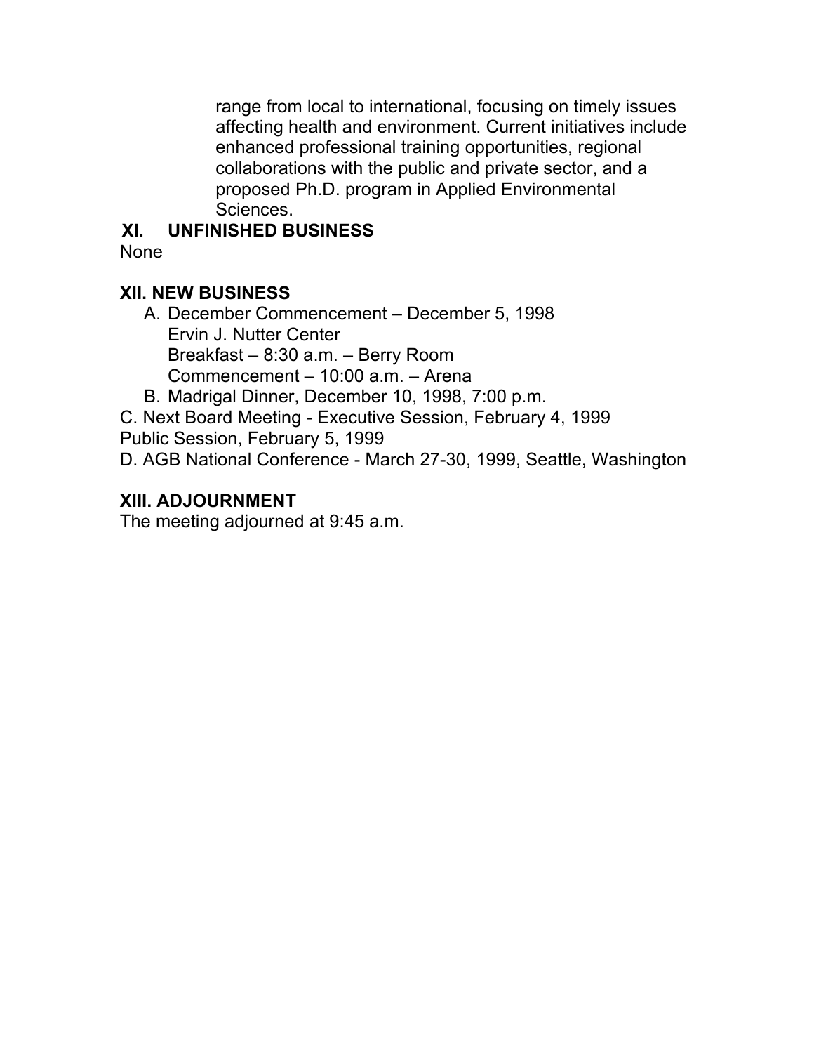range from local to international, focusing on timely issues affecting health and environment. Current initiatives include enhanced professional training opportunities, regional collaborations with the public and private sector, and a proposed Ph.D. program in Applied Environmental Sciences.

## XI. UNFINISHED BUSINESS

None

## XII. NEW BUSINESS

A. December Commencement – December 5, 1998
   Ervin J. Nutter Center
   Breakfast – 8:30 a.m. – Berry Room
   Commencement – 10:00 a.m. – Arena

B. Madrigal Dinner, December 10, 1998, 7:00 p.m.

C. Next Board Meeting - Executive Session, February 4, 1999
Public Session, February 5, 1999

D. AGB National Conference - March 27-30, 1999, Seattle, Washington

## XIII. ADJOURNMENT

The meeting adjourned at 9:45 a.m.